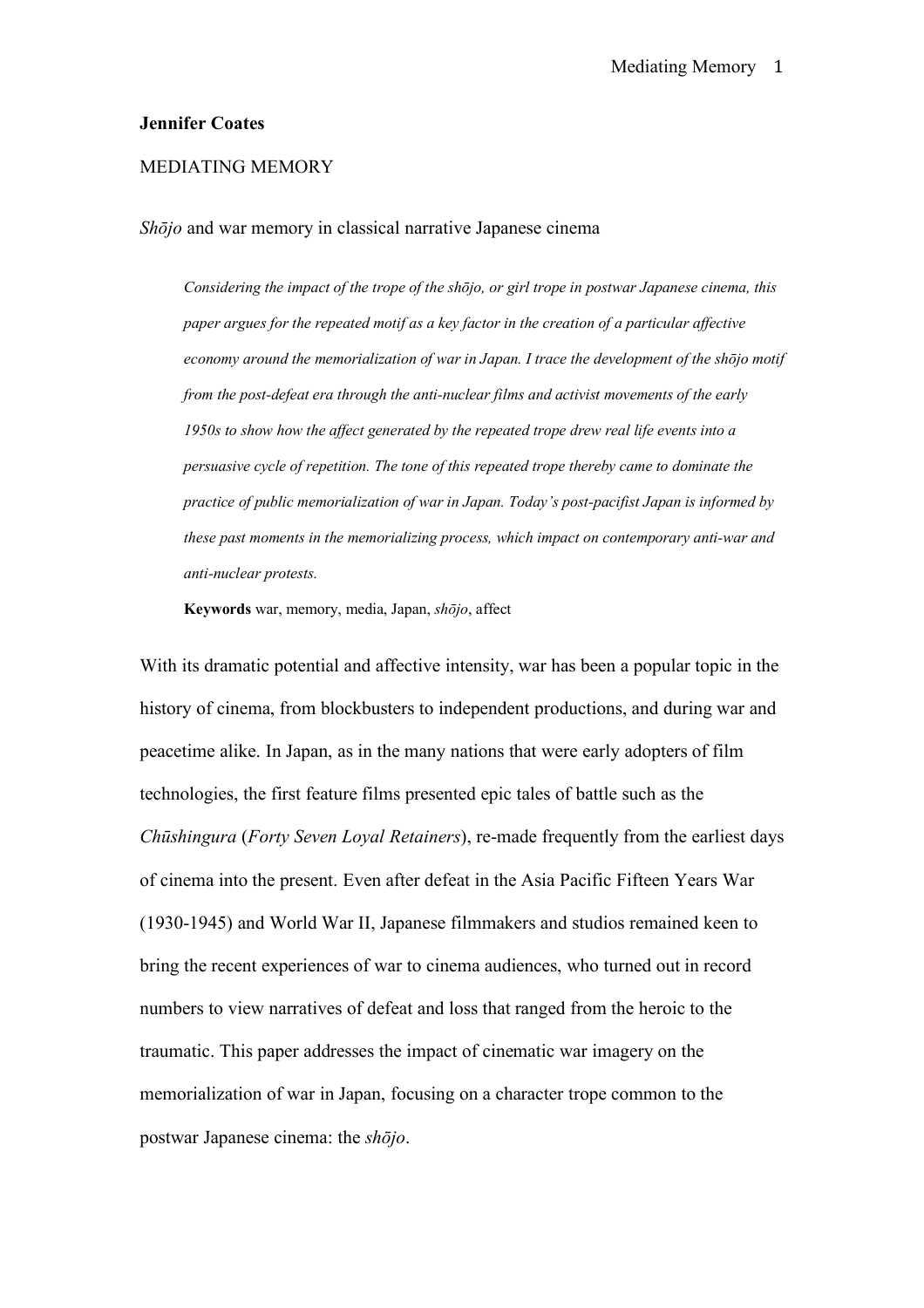**Jennifer Coates**

MEDIATING MEMORY

*Shōjo* and war memory in classical narrative Japanese cinema

> *Considering the impact of the trope of the shōjo, or girl trope in postwar Japanese cinema, this paper argues for the repeated motif as a key factor in the creation of a particular affective economy around the memorialization of war in Japan. I trace the development of the shōjo motif from the post-defeat era through the anti-nuclear films and activist movements of the early 1950s to show how the affect generated by the repeated trope drew real life events into a persuasive cycle of repetition. The tone of this repeated trope thereby came to dominate the practice of public memorialization of war in Japan. Today's post-pacifist Japan is informed by these past moments in the memorializing process, which impact on contemporary anti-war and anti-nuclear protests.*
>
> **Keywords** war, memory, media, Japan, *shōjo*, affect

With its dramatic potential and affective intensity, war has been a popular topic in the history of cinema, from blockbusters to independent productions, and during war and peacetime alike. In Japan, as in the many nations that were early adopters of film technologies, the first feature films presented epic tales of battle such as the *Chūshingura* (*Forty Seven Loyal Retainers*), re-made frequently from the earliest days of cinema into the present. Even after defeat in the Asia Pacific Fifteen Years War (1930-1945) and World War II, Japanese filmmakers and studios remained keen to bring the recent experiences of war to cinema audiences, who turned out in record numbers to view narratives of defeat and loss that ranged from the heroic to the traumatic. This paper addresses the impact of cinematic war imagery on the memorialization of war in Japan, focusing on a character trope common to the postwar Japanese cinema: the *shōjo*.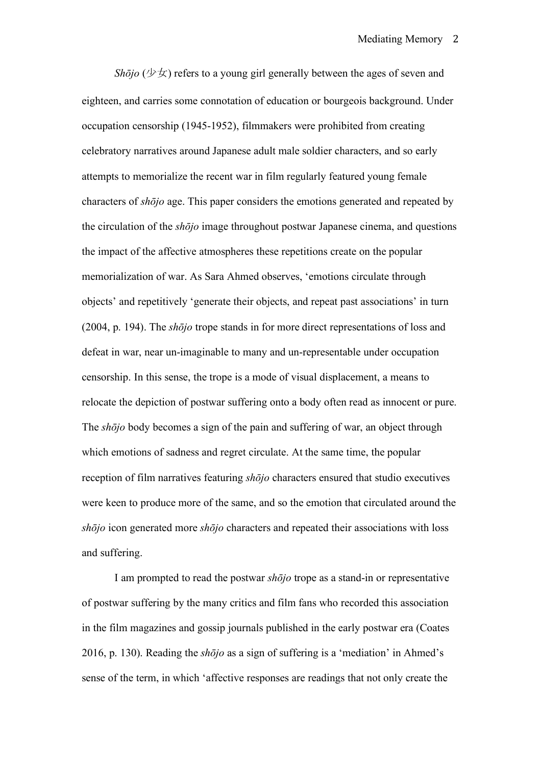*Shōjo* (少女) refers to a young girl generally between the ages of seven and eighteen, and carries some connotation of education or bourgeois background. Under occupation censorship (1945-1952), filmmakers were prohibited from creating celebratory narratives around Japanese adult male soldier characters, and so early attempts to memorialize the recent war in film regularly featured young female characters of *shōjo* age. This paper considers the emotions generated and repeated by the circulation of the *shōjo* image throughout postwar Japanese cinema, and questions the impact of the affective atmospheres these repetitions create on the popular memorialization of war. As Sara Ahmed observes, 'emotions circulate through objects' and repetitively 'generate their objects, and repeat past associations' in turn (2004, p. 194). The *shōjo* trope stands in for more direct representations of loss and defeat in war, near un-imaginable to many and un-representable under occupation censorship. In this sense, the trope is a mode of visual displacement, a means to relocate the depiction of postwar suffering onto a body often read as innocent or pure. The *shōjo* body becomes a sign of the pain and suffering of war, an object through which emotions of sadness and regret circulate. At the same time, the popular reception of film narratives featuring *shōjo* characters ensured that studio executives were keen to produce more of the same, and so the emotion that circulated around the *shōjo* icon generated more *shōjo* characters and repeated their associations with loss and suffering.

I am prompted to read the postwar *shōjo* trope as a stand-in or representative of postwar suffering by the many critics and film fans who recorded this association in the film magazines and gossip journals published in the early postwar era (Coates 2016, p. 130). Reading the *shōjo* as a sign of suffering is a 'mediation' in Ahmed's sense of the term, in which 'affective responses are readings that not only create the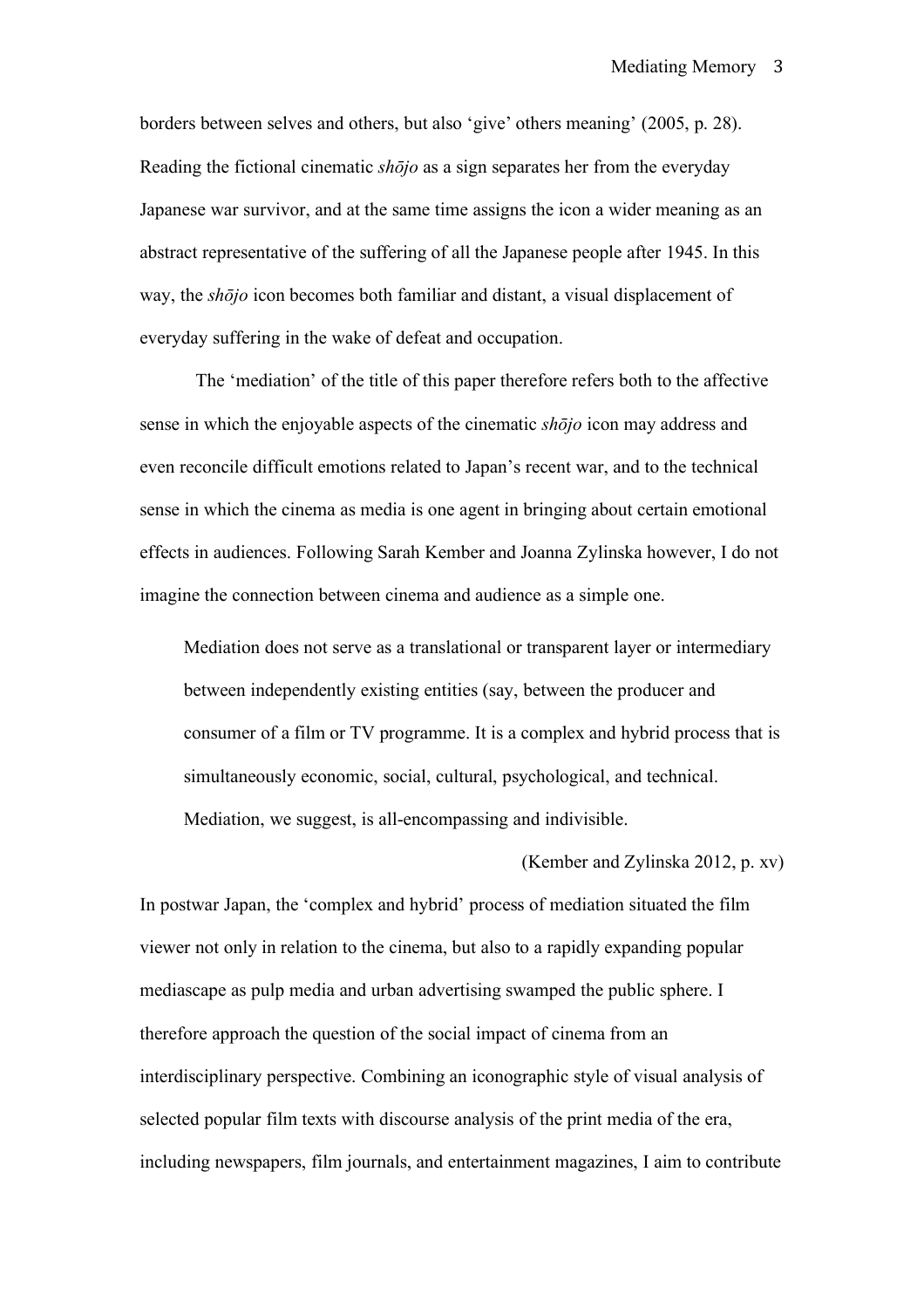borders between selves and others, but also 'give' others meaning' (2005, p. 28). Reading the fictional cinematic *shōjo* as a sign separates her from the everyday Japanese war survivor, and at the same time assigns the icon a wider meaning as an abstract representative of the suffering of all the Japanese people after 1945. In this way, the *shōjo* icon becomes both familiar and distant, a visual displacement of everyday suffering in the wake of defeat and occupation.

The 'mediation' of the title of this paper therefore refers both to the affective sense in which the enjoyable aspects of the cinematic *shōjo* icon may address and even reconcile difficult emotions related to Japan's recent war, and to the technical sense in which the cinema as media is one agent in bringing about certain emotional effects in audiences. Following Sarah Kember and Joanna Zylinska however, I do not imagine the connection between cinema and audience as a simple one.

> Mediation does not serve as a translational or transparent layer or intermediary between independently existing entities (say, between the producer and consumer of a film or TV programme. It is a complex and hybrid process that is simultaneously economic, social, cultural, psychological, and technical. Mediation, we suggest, is all-encompassing and indivisible.
>
> (Kember and Zylinska 2012, p. xv)

In postwar Japan, the 'complex and hybrid' process of mediation situated the film viewer not only in relation to the cinema, but also to a rapidly expanding popular mediascape as pulp media and urban advertising swamped the public sphere. I therefore approach the question of the social impact of cinema from an interdisciplinary perspective. Combining an iconographic style of visual analysis of selected popular film texts with discourse analysis of the print media of the era, including newspapers, film journals, and entertainment magazines, I aim to contribute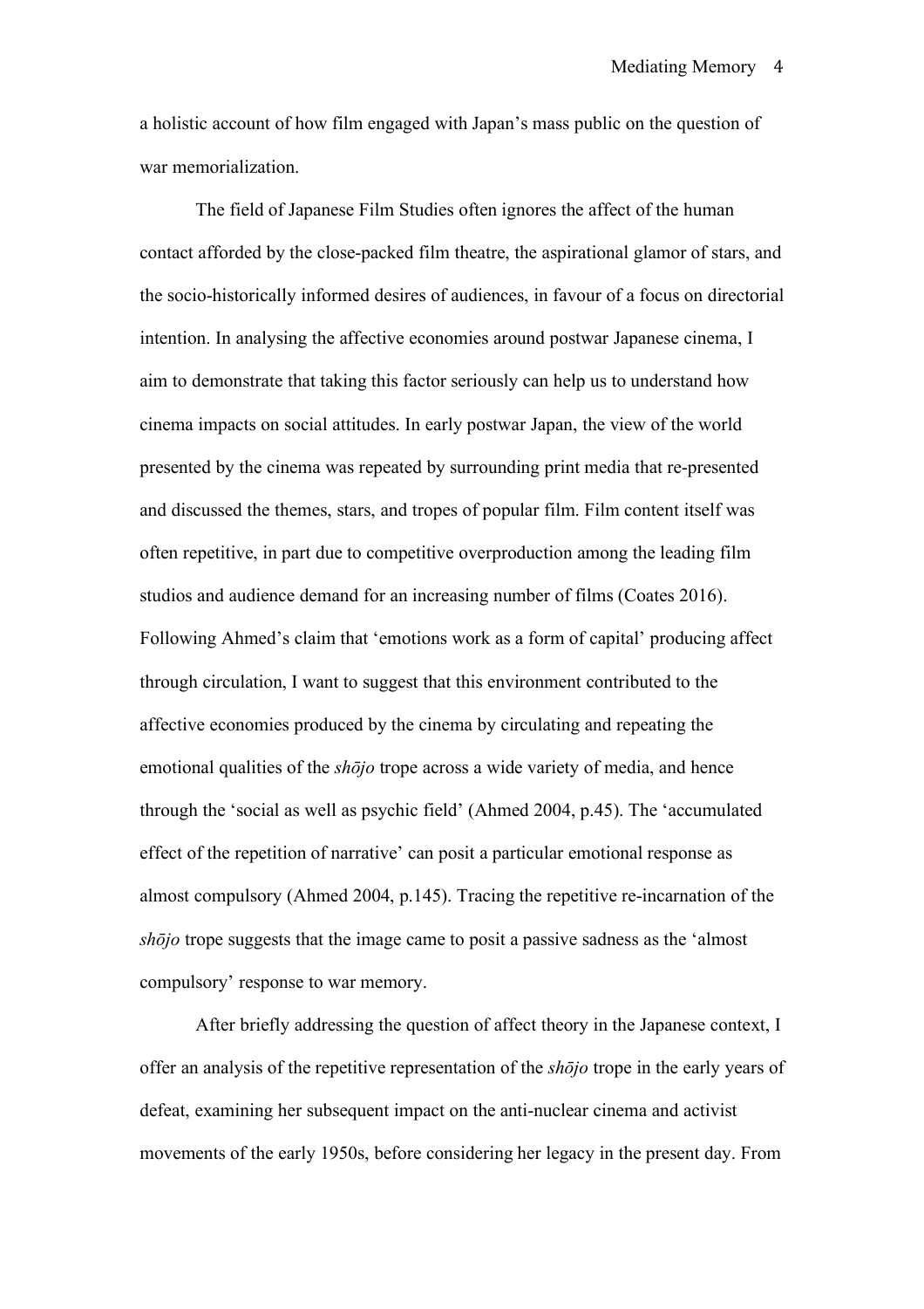a holistic account of how film engaged with Japan's mass public on the question of war memorialization.

The field of Japanese Film Studies often ignores the affect of the human contact afforded by the close-packed film theatre, the aspirational glamor of stars, and the socio-historically informed desires of audiences, in favour of a focus on directorial intention. In analysing the affective economies around postwar Japanese cinema, I aim to demonstrate that taking this factor seriously can help us to understand how cinema impacts on social attitudes. In early postwar Japan, the view of the world presented by the cinema was repeated by surrounding print media that re-presented and discussed the themes, stars, and tropes of popular film. Film content itself was often repetitive, in part due to competitive overproduction among the leading film studios and audience demand for an increasing number of films (Coates 2016). Following Ahmed's claim that 'emotions work as a form of capital' producing affect through circulation, I want to suggest that this environment contributed to the affective economies produced by the cinema by circulating and repeating the emotional qualities of the *shōjo* trope across a wide variety of media, and hence through the 'social as well as psychic field' (Ahmed 2004, p.45). The 'accumulated effect of the repetition of narrative' can posit a particular emotional response as almost compulsory (Ahmed 2004, p.145). Tracing the repetitive re-incarnation of the *shōjo* trope suggests that the image came to posit a passive sadness as the 'almost compulsory' response to war memory.

After briefly addressing the question of affect theory in the Japanese context, I offer an analysis of the repetitive representation of the *shōjo* trope in the early years of defeat, examining her subsequent impact on the anti-nuclear cinema and activist movements of the early 1950s, before considering her legacy in the present day. From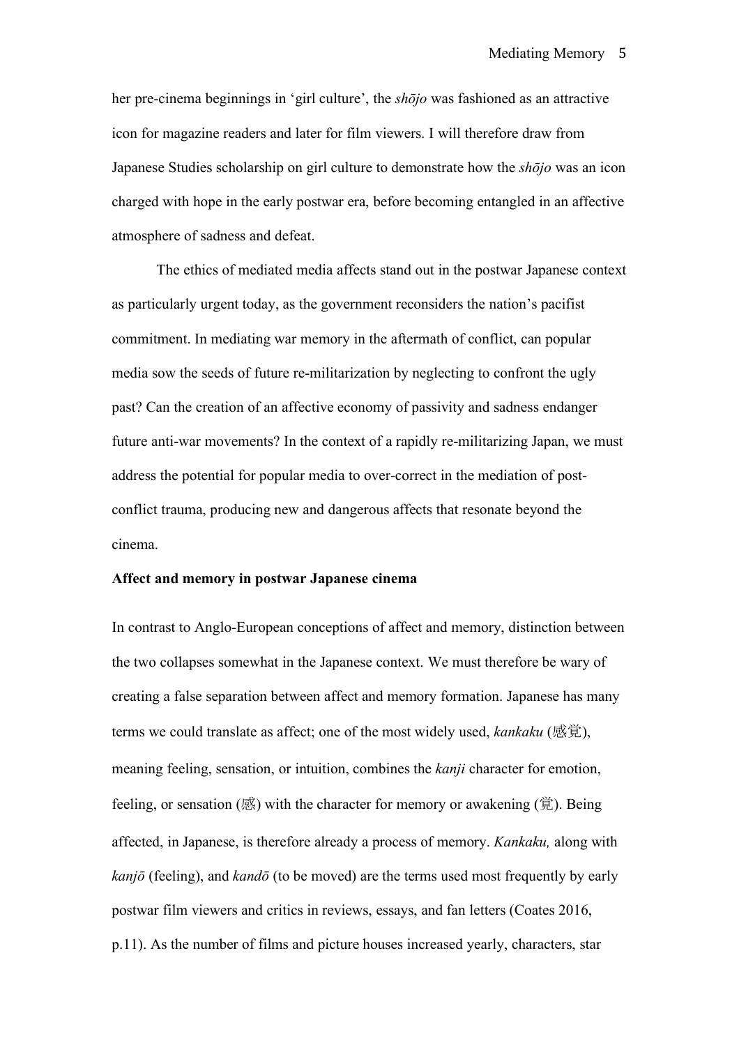her pre-cinema beginnings in 'girl culture', the *shōjo* was fashioned as an attractive icon for magazine readers and later for film viewers. I will therefore draw from Japanese Studies scholarship on girl culture to demonstrate how the *shōjo* was an icon charged with hope in the early postwar era, before becoming entangled in an affective atmosphere of sadness and defeat.

The ethics of mediated media affects stand out in the postwar Japanese context as particularly urgent today, as the government reconsiders the nation's pacifist commitment. In mediating war memory in the aftermath of conflict, can popular media sow the seeds of future re-militarization by neglecting to confront the ugly past? Can the creation of an affective economy of passivity and sadness endanger future anti-war movements? In the context of a rapidly re-militarizing Japan, we must address the potential for popular media to over-correct in the mediation of post-conflict trauma, producing new and dangerous affects that resonate beyond the cinema.

**Affect and memory in postwar Japanese cinema**

In contrast to Anglo-European conceptions of affect and memory, distinction between the two collapses somewhat in the Japanese context. We must therefore be wary of creating a false separation between affect and memory formation. Japanese has many terms we could translate as affect; one of the most widely used, *kankaku* (感覚), meaning feeling, sensation, or intuition, combines the *kanji* character for emotion, feeling, or sensation (感) with the character for memory or awakening (覚). Being affected, in Japanese, is therefore already a process of memory. *Kankaku,* along with *kanjō* (feeling), and *kandō* (to be moved) are the terms used most frequently by early postwar film viewers and critics in reviews, essays, and fan letters (Coates 2016, p.11). As the number of films and picture houses increased yearly, characters, star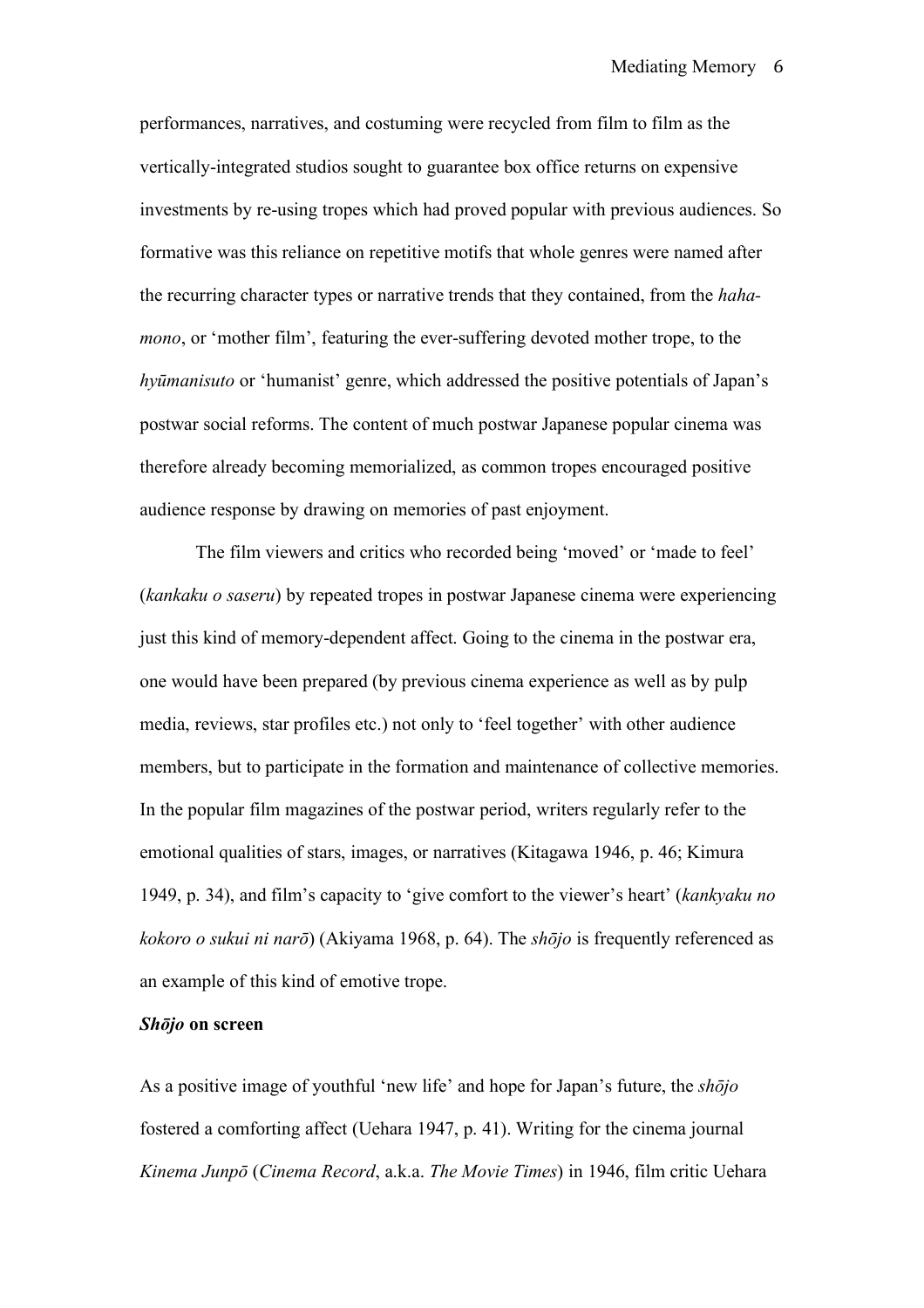performances, narratives, and costuming were recycled from film to film as the vertically-integrated studios sought to guarantee box office returns on expensive investments by re-using tropes which had proved popular with previous audiences. So formative was this reliance on repetitive motifs that whole genres were named after the recurring character types or narrative trends that they contained, from the *haha-mono*, or 'mother film', featuring the ever-suffering devoted mother trope, to the *hyūmanisuto* or 'humanist' genre, which addressed the positive potentials of Japan's postwar social reforms. The content of much postwar Japanese popular cinema was therefore already becoming memorialized, as common tropes encouraged positive audience response by drawing on memories of past enjoyment.

The film viewers and critics who recorded being 'moved' or 'made to feel' (*kankaku o saseru*) by repeated tropes in postwar Japanese cinema were experiencing just this kind of memory-dependent affect. Going to the cinema in the postwar era, one would have been prepared (by previous cinema experience as well as by pulp media, reviews, star profiles etc.) not only to 'feel together' with other audience members, but to participate in the formation and maintenance of collective memories. In the popular film magazines of the postwar period, writers regularly refer to the emotional qualities of stars, images, or narratives (Kitagawa 1946, p. 46; Kimura 1949, p. 34), and film's capacity to 'give comfort to the viewer's heart' (*kankyaku no kokoro o sukui ni narō*) (Akiyama 1968, p. 64). The *shōjo* is frequently referenced as an example of this kind of emotive trope.

### ***Shōjo* on screen**

As a positive image of youthful 'new life' and hope for Japan's future, the *shōjo* fostered a comforting affect (Uehara 1947, p. 41). Writing for the cinema journal *Kinema Junpō* (*Cinema Record*, a.k.a. *The Movie Times*) in 1946, film critic Uehara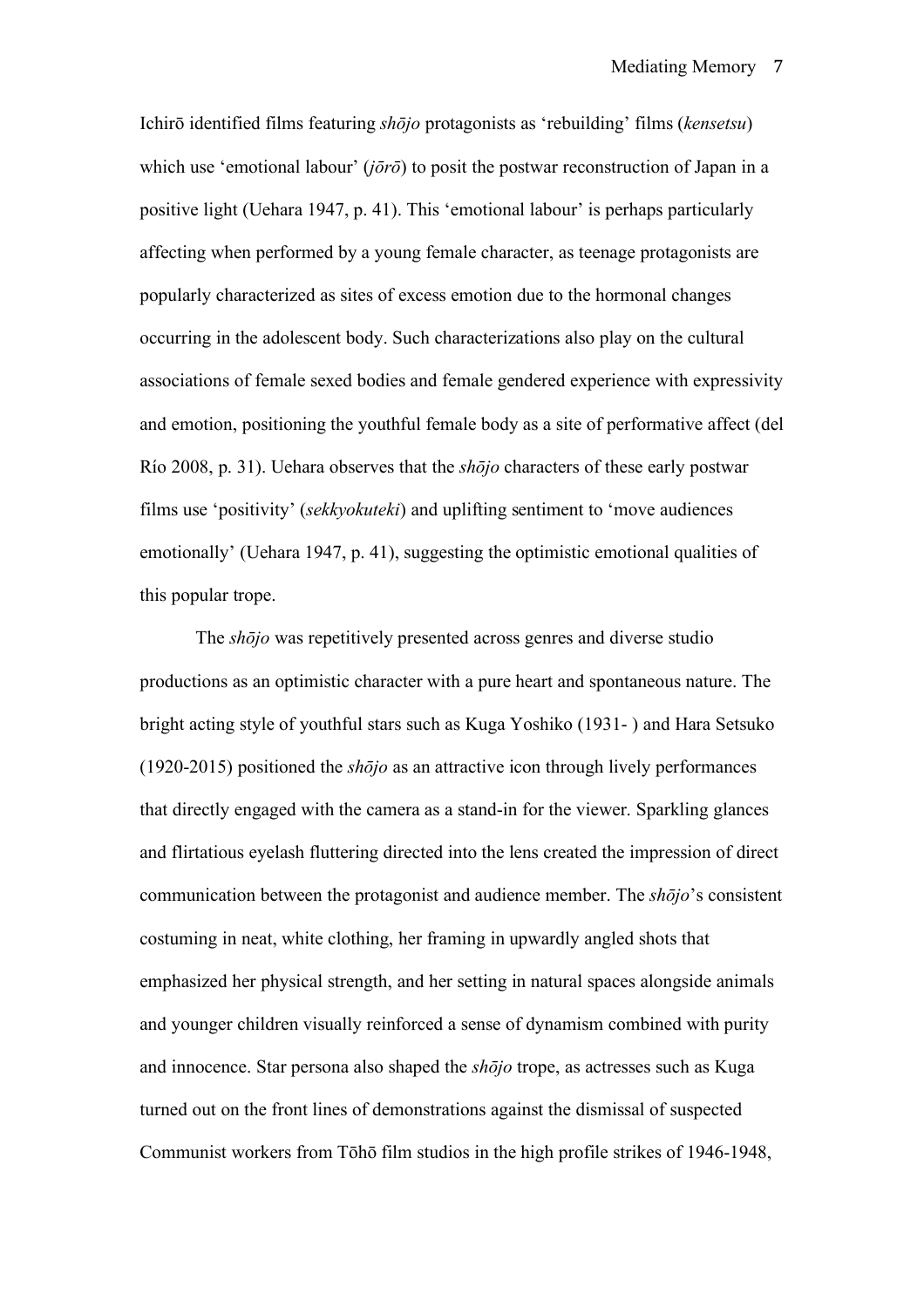Ichirō identified films featuring *shōjo* protagonists as 'rebuilding' films (*kensetsu*) which use 'emotional labour' (*jōrō*) to posit the postwar reconstruction of Japan in a positive light (Uehara 1947, p. 41). This 'emotional labour' is perhaps particularly affecting when performed by a young female character, as teenage protagonists are popularly characterized as sites of excess emotion due to the hormonal changes occurring in the adolescent body. Such characterizations also play on the cultural associations of female sexed bodies and female gendered experience with expressivity and emotion, positioning the youthful female body as a site of performative affect (del Río 2008, p. 31). Uehara observes that the *shōjo* characters of these early postwar films use 'positivity' (*sekkyokuteki*) and uplifting sentiment to 'move audiences emotionally' (Uehara 1947, p. 41), suggesting the optimistic emotional qualities of this popular trope.

The *shōjo* was repetitively presented across genres and diverse studio productions as an optimistic character with a pure heart and spontaneous nature. The bright acting style of youthful stars such as Kuga Yoshiko (1931- ) and Hara Setsuko (1920-2015) positioned the *shōjo* as an attractive icon through lively performances that directly engaged with the camera as a stand-in for the viewer. Sparkling glances and flirtatious eyelash fluttering directed into the lens created the impression of direct communication between the protagonist and audience member. The *shōjo*'s consistent costuming in neat, white clothing, her framing in upwardly angled shots that emphasized her physical strength, and her setting in natural spaces alongside animals and younger children visually reinforced a sense of dynamism combined with purity and innocence. Star persona also shaped the *shōjo* trope, as actresses such as Kuga turned out on the front lines of demonstrations against the dismissal of suspected Communist workers from Tōhō film studios in the high profile strikes of 1946-1948,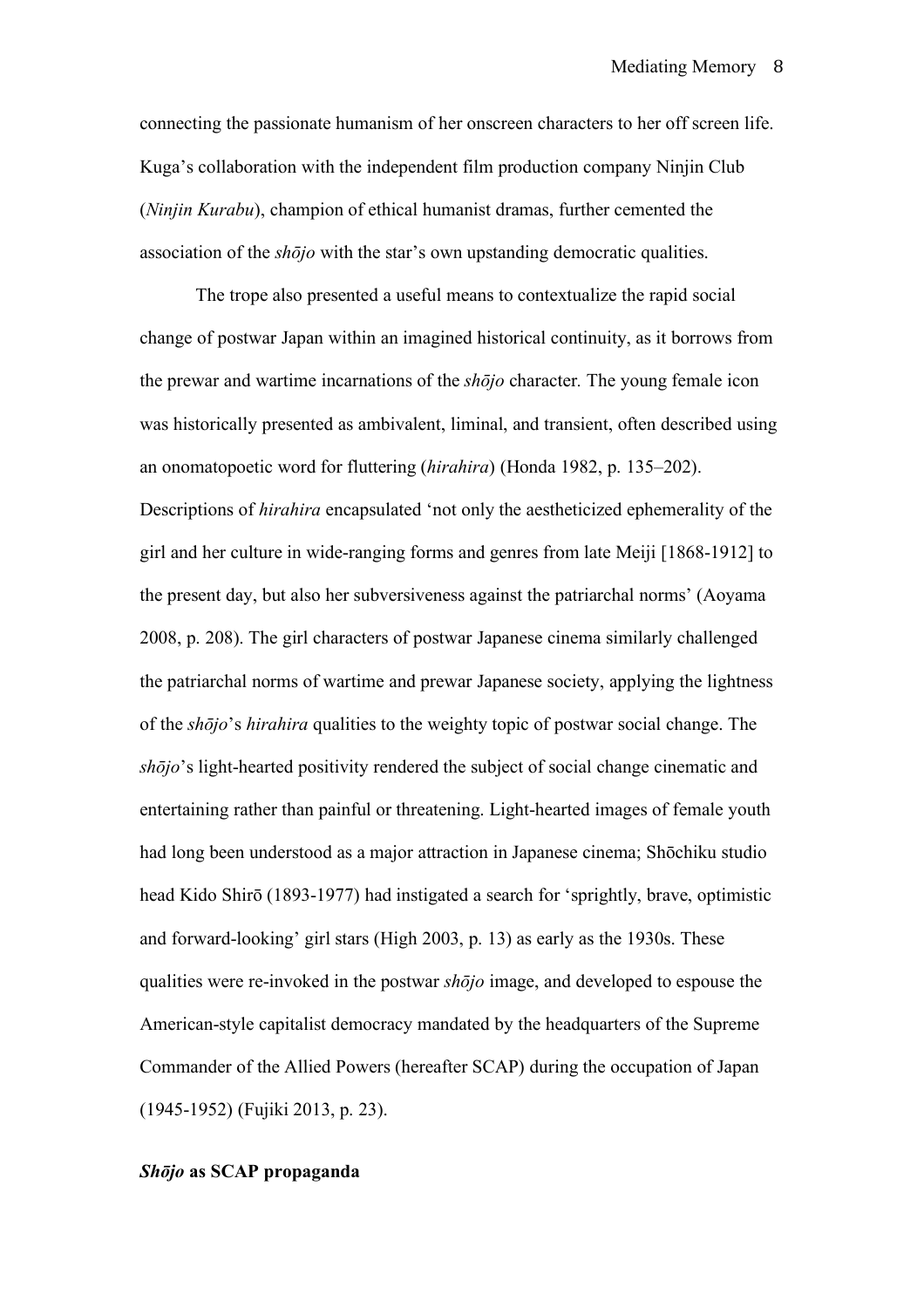connecting the passionate humanism of her onscreen characters to her off screen life. Kuga's collaboration with the independent film production company Ninjin Club (*Ninjin Kurabu*), champion of ethical humanist dramas, further cemented the association of the *shōjo* with the star's own upstanding democratic qualities.

The trope also presented a useful means to contextualize the rapid social change of postwar Japan within an imagined historical continuity, as it borrows from the prewar and wartime incarnations of the *shōjo* character. The young female icon was historically presented as ambivalent, liminal, and transient, often described using an onomatopoetic word for fluttering (*hirahira*) (Honda 1982, p. 135–202). Descriptions of *hirahira* encapsulated 'not only the aestheticized ephemerality of the girl and her culture in wide-ranging forms and genres from late Meiji [1868-1912] to the present day, but also her subversiveness against the patriarchal norms' (Aoyama 2008, p. 208). The girl characters of postwar Japanese cinema similarly challenged the patriarchal norms of wartime and prewar Japanese society, applying the lightness of the *shōjo*'s *hirahira* qualities to the weighty topic of postwar social change. The *shōjo*'s light-hearted positivity rendered the subject of social change cinematic and entertaining rather than painful or threatening. Light-hearted images of female youth had long been understood as a major attraction in Japanese cinema; Shōchiku studio head Kido Shirō (1893-1977) had instigated a search for 'sprightly, brave, optimistic and forward-looking' girl stars (High 2003, p. 13) as early as the 1930s. These qualities were re-invoked in the postwar *shōjo* image, and developed to espouse the American-style capitalist democracy mandated by the headquarters of the Supreme Commander of the Allied Powers (hereafter SCAP) during the occupation of Japan (1945-1952) (Fujiki 2013, p. 23).

## *Shōjo* as SCAP propaganda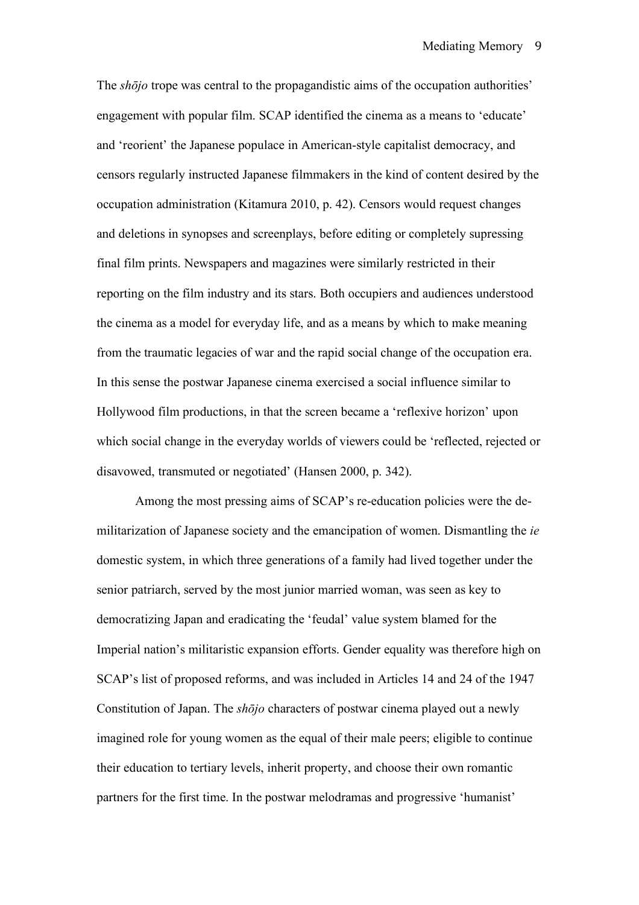The *shōjo* trope was central to the propagandistic aims of the occupation authorities' engagement with popular film. SCAP identified the cinema as a means to 'educate' and 'reorient' the Japanese populace in American-style capitalist democracy, and censors regularly instructed Japanese filmmakers in the kind of content desired by the occupation administration (Kitamura 2010, p. 42). Censors would request changes and deletions in synopses and screenplays, before editing or completely supressing final film prints. Newspapers and magazines were similarly restricted in their reporting on the film industry and its stars. Both occupiers and audiences understood the cinema as a model for everyday life, and as a means by which to make meaning from the traumatic legacies of war and the rapid social change of the occupation era. In this sense the postwar Japanese cinema exercised a social influence similar to Hollywood film productions, in that the screen became a 'reflexive horizon' upon which social change in the everyday worlds of viewers could be 'reflected, rejected or disavowed, transmuted or negotiated' (Hansen 2000, p. 342).

Among the most pressing aims of SCAP's re-education policies were the de-militarization of Japanese society and the emancipation of women. Dismantling the *ie* domestic system, in which three generations of a family had lived together under the senior patriarch, served by the most junior married woman, was seen as key to democratizing Japan and eradicating the 'feudal' value system blamed for the Imperial nation's militaristic expansion efforts. Gender equality was therefore high on SCAP's list of proposed reforms, and was included in Articles 14 and 24 of the 1947 Constitution of Japan. The *shōjo* characters of postwar cinema played out a newly imagined role for young women as the equal of their male peers; eligible to continue their education to tertiary levels, inherit property, and choose their own romantic partners for the first time. In the postwar melodramas and progressive 'humanist'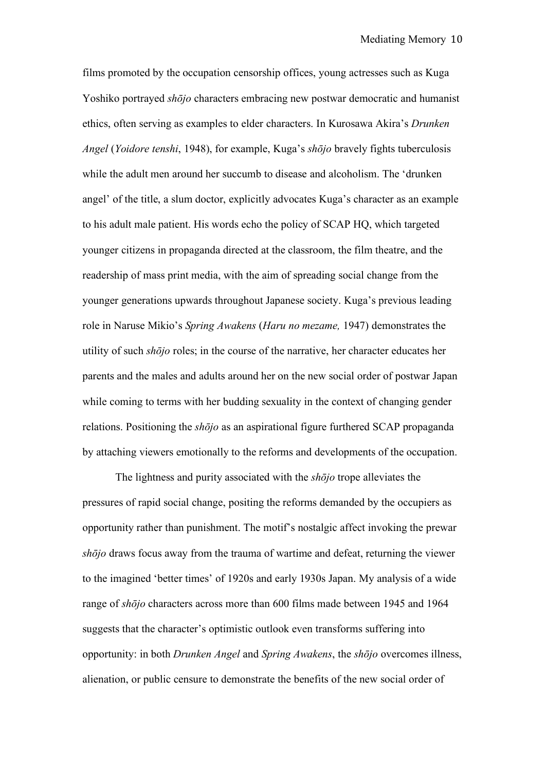films promoted by the occupation censorship offices, young actresses such as Kuga Yoshiko portrayed *shōjo* characters embracing new postwar democratic and humanist ethics, often serving as examples to elder characters. In Kurosawa Akira's *Drunken Angel* (*Yoidore tenshi*, 1948), for example, Kuga's *shōjo* bravely fights tuberculosis while the adult men around her succumb to disease and alcoholism. The 'drunken angel' of the title, a slum doctor, explicitly advocates Kuga's character as an example to his adult male patient. His words echo the policy of SCAP HQ, which targeted younger citizens in propaganda directed at the classroom, the film theatre, and the readership of mass print media, with the aim of spreading social change from the younger generations upwards throughout Japanese society. Kuga's previous leading role in Naruse Mikio's *Spring Awakens* (*Haru no mezame,* 1947) demonstrates the utility of such *shōjo* roles; in the course of the narrative, her character educates her parents and the males and adults around her on the new social order of postwar Japan while coming to terms with her budding sexuality in the context of changing gender relations. Positioning the *shōjo* as an aspirational figure furthered SCAP propaganda by attaching viewers emotionally to the reforms and developments of the occupation.

The lightness and purity associated with the *shōjo* trope alleviates the pressures of rapid social change, positing the reforms demanded by the occupiers as opportunity rather than punishment. The motif's nostalgic affect invoking the prewar *shōjo* draws focus away from the trauma of wartime and defeat, returning the viewer to the imagined 'better times' of 1920s and early 1930s Japan. My analysis of a wide range of *shōjo* characters across more than 600 films made between 1945 and 1964 suggests that the character's optimistic outlook even transforms suffering into opportunity: in both *Drunken Angel* and *Spring Awakens*, the *shōjo* overcomes illness, alienation, or public censure to demonstrate the benefits of the new social order of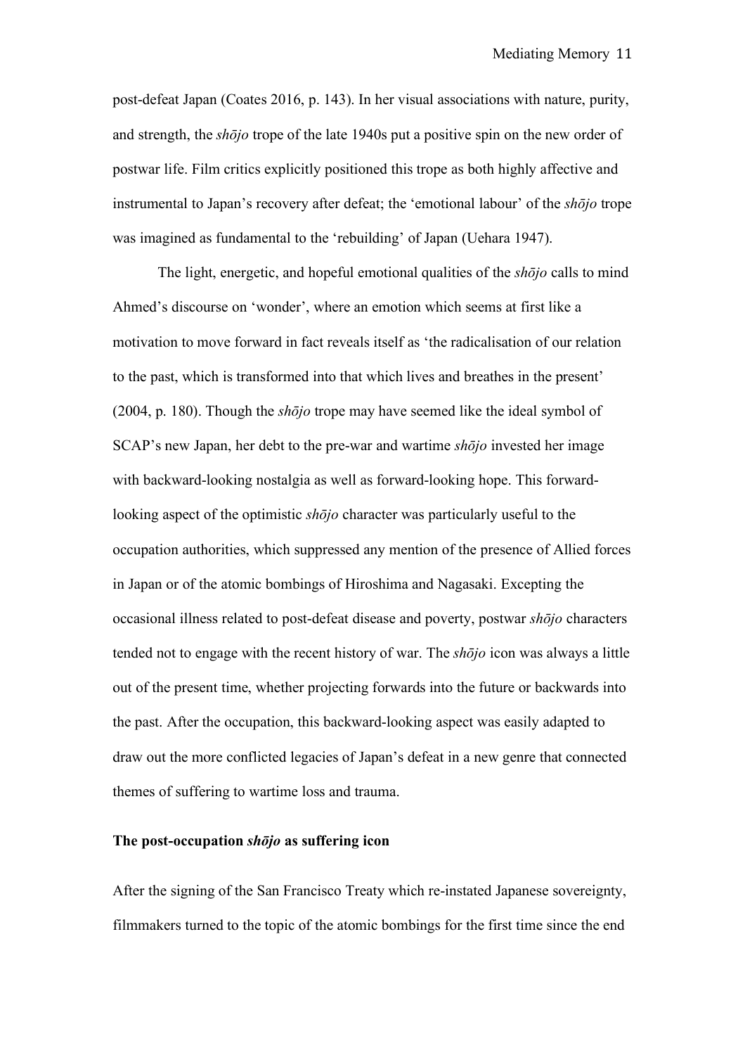post-defeat Japan (Coates 2016, p. 143). In her visual associations with nature, purity, and strength, the *shōjo* trope of the late 1940s put a positive spin on the new order of postwar life. Film critics explicitly positioned this trope as both highly affective and instrumental to Japan's recovery after defeat; the 'emotional labour' of the *shōjo* trope was imagined as fundamental to the 'rebuilding' of Japan (Uehara 1947).

The light, energetic, and hopeful emotional qualities of the *shōjo* calls to mind Ahmed's discourse on 'wonder', where an emotion which seems at first like a motivation to move forward in fact reveals itself as 'the radicalisation of our relation to the past, which is transformed into that which lives and breathes in the present' (2004, p. 180). Though the *shōjo* trope may have seemed like the ideal symbol of SCAP's new Japan, her debt to the pre-war and wartime *shōjo* invested her image with backward-looking nostalgia as well as forward-looking hope. This forward-looking aspect of the optimistic *shōjo* character was particularly useful to the occupation authorities, which suppressed any mention of the presence of Allied forces in Japan or of the atomic bombings of Hiroshima and Nagasaki. Excepting the occasional illness related to post-defeat disease and poverty, postwar *shōjo* characters tended not to engage with the recent history of war. The *shōjo* icon was always a little out of the present time, whether projecting forwards into the future or backwards into the past. After the occupation, this backward-looking aspect was easily adapted to draw out the more conflicted legacies of Japan's defeat in a new genre that connected themes of suffering to wartime loss and trauma.

### The post-occupation *shōjo* as suffering icon

After the signing of the San Francisco Treaty which re-instated Japanese sovereignty, filmmakers turned to the topic of the atomic bombings for the first time since the end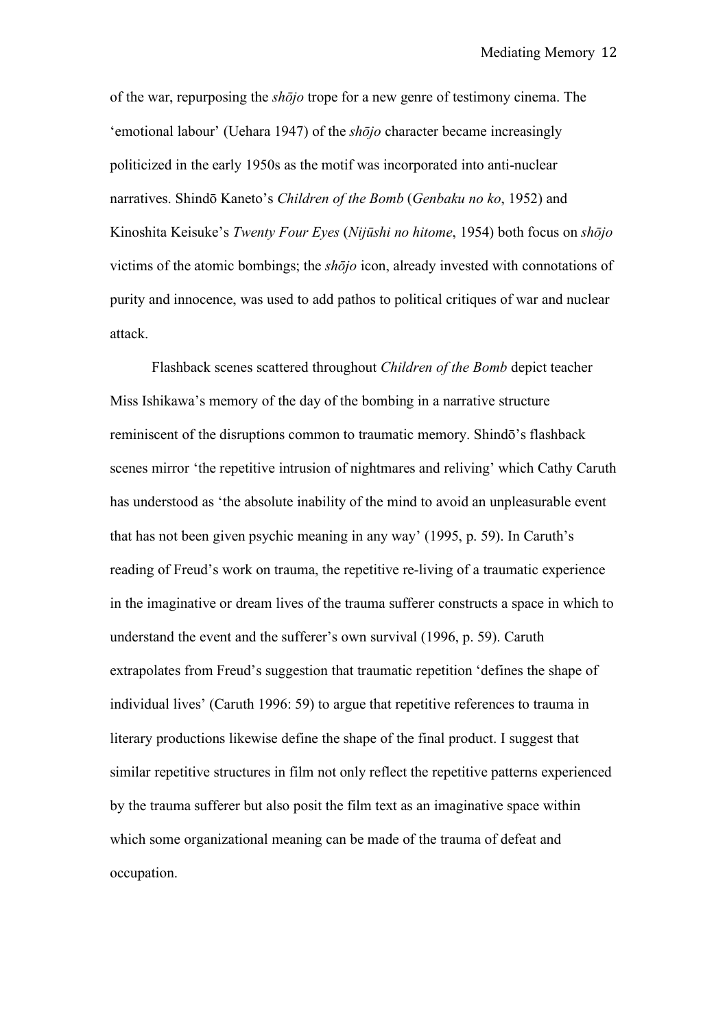of the war, repurposing the *shōjo* trope for a new genre of testimony cinema. The 'emotional labour' (Uehara 1947) of the *shōjo* character became increasingly politicized in the early 1950s as the motif was incorporated into anti-nuclear narratives. Shindō Kaneto's *Children of the Bomb* (*Genbaku no ko*, 1952) and Kinoshita Keisuke's *Twenty Four Eyes* (*Nijūshi no hitome*, 1954) both focus on *shōjo* victims of the atomic bombings; the *shōjo* icon, already invested with connotations of purity and innocence, was used to add pathos to political critiques of war and nuclear attack.

Flashback scenes scattered throughout *Children of the Bomb* depict teacher Miss Ishikawa's memory of the day of the bombing in a narrative structure reminiscent of the disruptions common to traumatic memory. Shindō's flashback scenes mirror 'the repetitive intrusion of nightmares and reliving' which Cathy Caruth has understood as 'the absolute inability of the mind to avoid an unpleasurable event that has not been given psychic meaning in any way' (1995, p. 59). In Caruth's reading of Freud's work on trauma, the repetitive re-living of a traumatic experience in the imaginative or dream lives of the trauma sufferer constructs a space in which to understand the event and the sufferer's own survival (1996, p. 59). Caruth extrapolates from Freud's suggestion that traumatic repetition 'defines the shape of individual lives' (Caruth 1996: 59) to argue that repetitive references to trauma in literary productions likewise define the shape of the final product. I suggest that similar repetitive structures in film not only reflect the repetitive patterns experienced by the trauma sufferer but also posit the film text as an imaginative space within which some organizational meaning can be made of the trauma of defeat and occupation.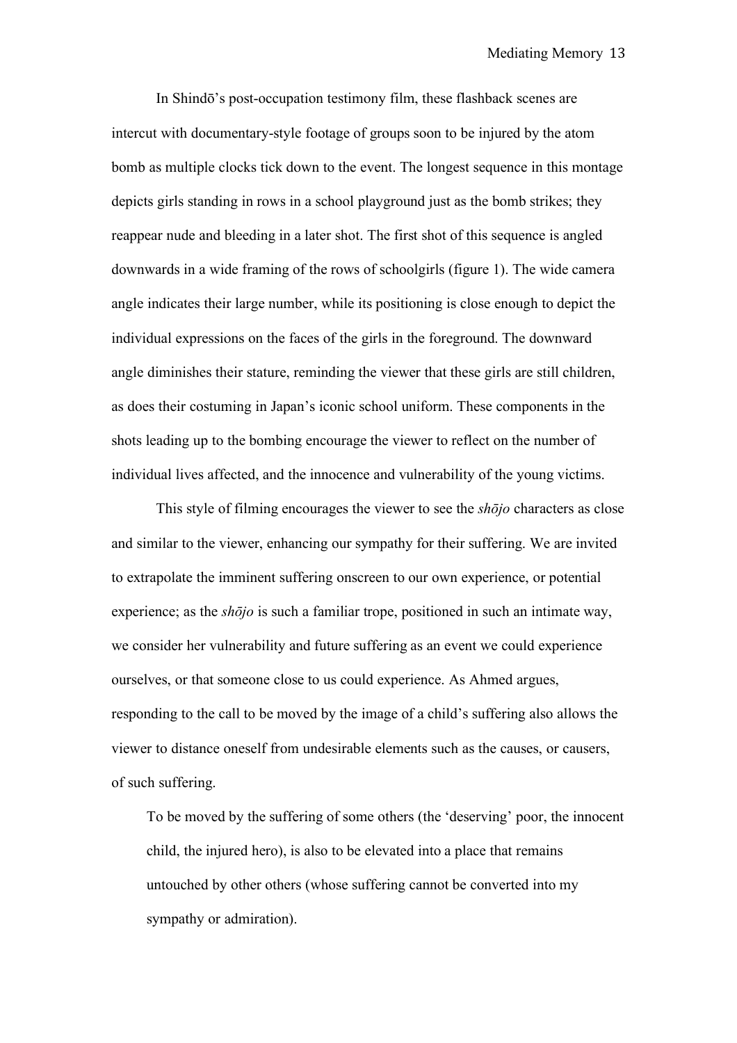In Shindō's post-occupation testimony film, these flashback scenes are intercut with documentary-style footage of groups soon to be injured by the atom bomb as multiple clocks tick down to the event. The longest sequence in this montage depicts girls standing in rows in a school playground just as the bomb strikes; they reappear nude and bleeding in a later shot. The first shot of this sequence is angled downwards in a wide framing of the rows of schoolgirls (figure 1). The wide camera angle indicates their large number, while its positioning is close enough to depict the individual expressions on the faces of the girls in the foreground. The downward angle diminishes their stature, reminding the viewer that these girls are still children, as does their costuming in Japan's iconic school uniform. These components in the shots leading up to the bombing encourage the viewer to reflect on the number of individual lives affected, and the innocence and vulnerability of the young victims.

This style of filming encourages the viewer to see the *shōjo* characters as close and similar to the viewer, enhancing our sympathy for their suffering. We are invited to extrapolate the imminent suffering onscreen to our own experience, or potential experience; as the *shōjo* is such a familiar trope, positioned in such an intimate way, we consider her vulnerability and future suffering as an event we could experience ourselves, or that someone close to us could experience. As Ahmed argues, responding to the call to be moved by the image of a child's suffering also allows the viewer to distance oneself from undesirable elements such as the causes, or causers, of such suffering.

> To be moved by the suffering of some others (the 'deserving' poor, the innocent child, the injured hero), is also to be elevated into a place that remains untouched by other others (whose suffering cannot be converted into my sympathy or admiration).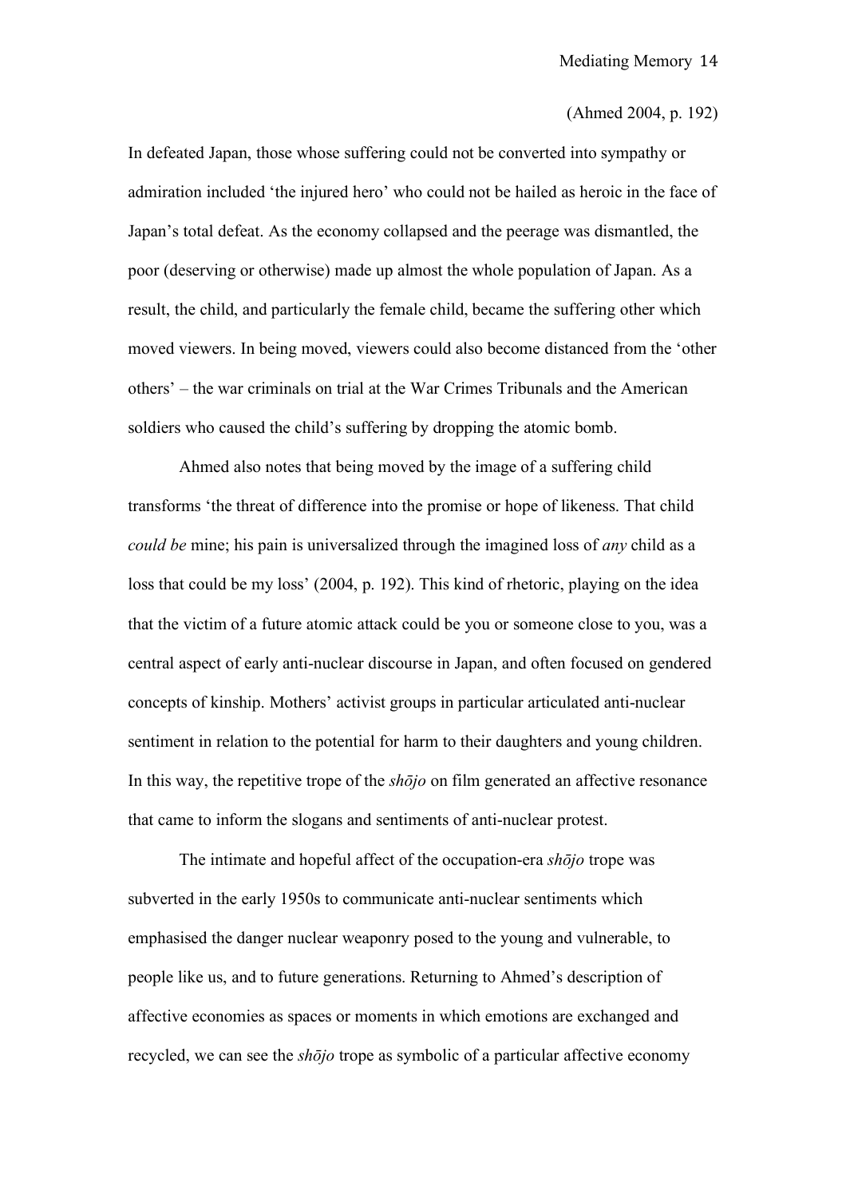(Ahmed 2004, p. 192)

In defeated Japan, those whose suffering could not be converted into sympathy or admiration included 'the injured hero' who could not be hailed as heroic in the face of Japan's total defeat. As the economy collapsed and the peerage was dismantled, the poor (deserving or otherwise) made up almost the whole population of Japan. As a result, the child, and particularly the female child, became the suffering other which moved viewers. In being moved, viewers could also become distanced from the 'other others' – the war criminals on trial at the War Crimes Tribunals and the American soldiers who caused the child's suffering by dropping the atomic bomb.

Ahmed also notes that being moved by the image of a suffering child transforms 'the threat of difference into the promise or hope of likeness. That child *could be* mine; his pain is universalized through the imagined loss of *any* child as a loss that could be my loss' (2004, p. 192). This kind of rhetoric, playing on the idea that the victim of a future atomic attack could be you or someone close to you, was a central aspect of early anti-nuclear discourse in Japan, and often focused on gendered concepts of kinship. Mothers' activist groups in particular articulated anti-nuclear sentiment in relation to the potential for harm to their daughters and young children. In this way, the repetitive trope of the *shōjo* on film generated an affective resonance that came to inform the slogans and sentiments of anti-nuclear protest.

The intimate and hopeful affect of the occupation-era *shōjo* trope was subverted in the early 1950s to communicate anti-nuclear sentiments which emphasised the danger nuclear weaponry posed to the young and vulnerable, to people like us, and to future generations. Returning to Ahmed's description of affective economies as spaces or moments in which emotions are exchanged and recycled, we can see the *shōjo* trope as symbolic of a particular affective economy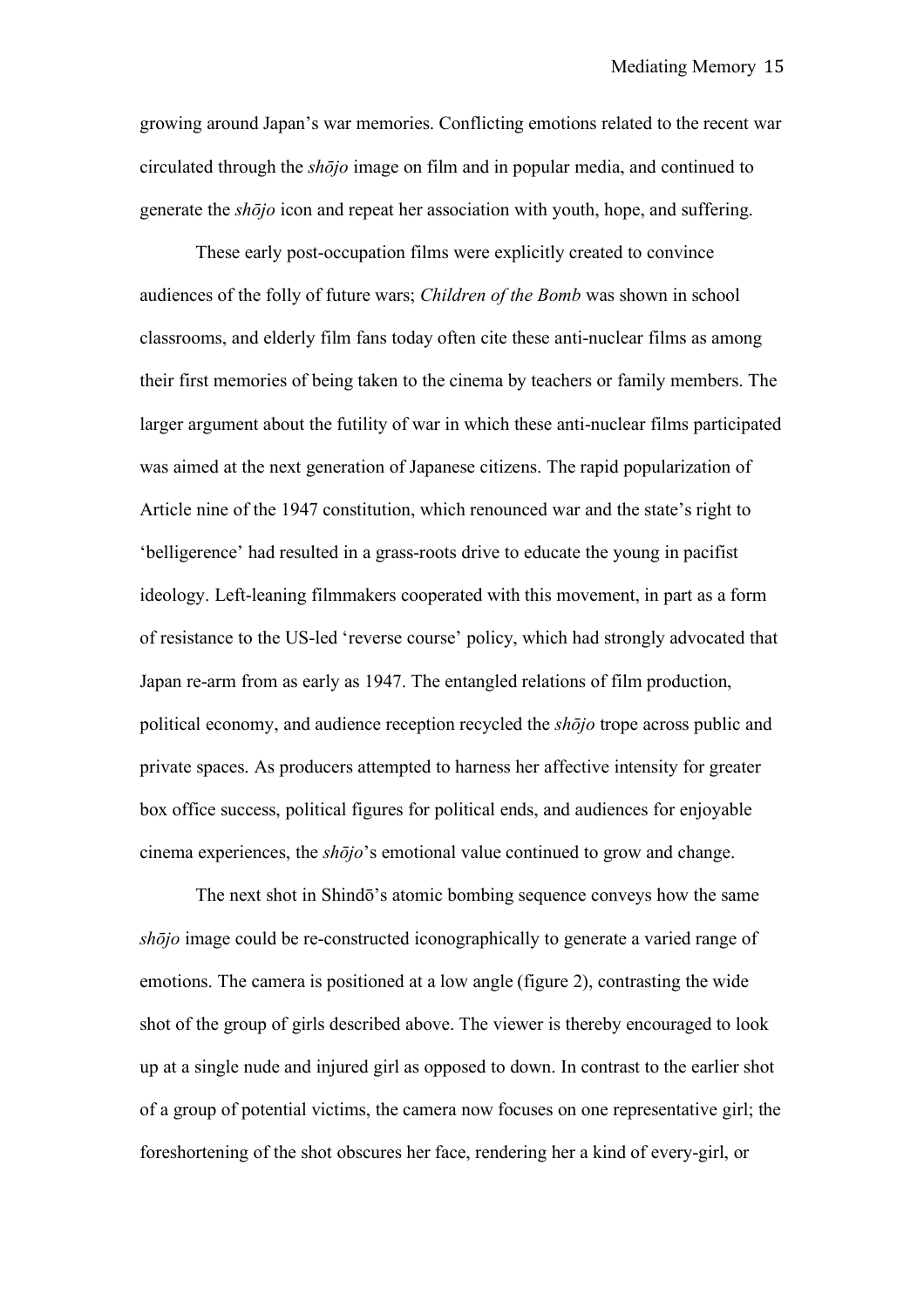growing around Japan's war memories. Conflicting emotions related to the recent war circulated through the *shōjo* image on film and in popular media, and continued to generate the *shōjo* icon and repeat her association with youth, hope, and suffering.

These early post-occupation films were explicitly created to convince audiences of the folly of future wars; *Children of the Bomb* was shown in school classrooms, and elderly film fans today often cite these anti-nuclear films as among their first memories of being taken to the cinema by teachers or family members. The larger argument about the futility of war in which these anti-nuclear films participated was aimed at the next generation of Japanese citizens. The rapid popularization of Article nine of the 1947 constitution, which renounced war and the state's right to 'belligerence' had resulted in a grass-roots drive to educate the young in pacifist ideology. Left-leaning filmmakers cooperated with this movement, in part as a form of resistance to the US-led 'reverse course' policy, which had strongly advocated that Japan re-arm from as early as 1947. The entangled relations of film production, political economy, and audience reception recycled the *shōjo* trope across public and private spaces. As producers attempted to harness her affective intensity for greater box office success, political figures for political ends, and audiences for enjoyable cinema experiences, the *shōjo*'s emotional value continued to grow and change.

The next shot in Shindō's atomic bombing sequence conveys how the same *shōjo* image could be re-constructed iconographically to generate a varied range of emotions. The camera is positioned at a low angle (figure 2), contrasting the wide shot of the group of girls described above. The viewer is thereby encouraged to look up at a single nude and injured girl as opposed to down. In contrast to the earlier shot of a group of potential victims, the camera now focuses on one representative girl; the foreshortening of the shot obscures her face, rendering her a kind of every-girl, or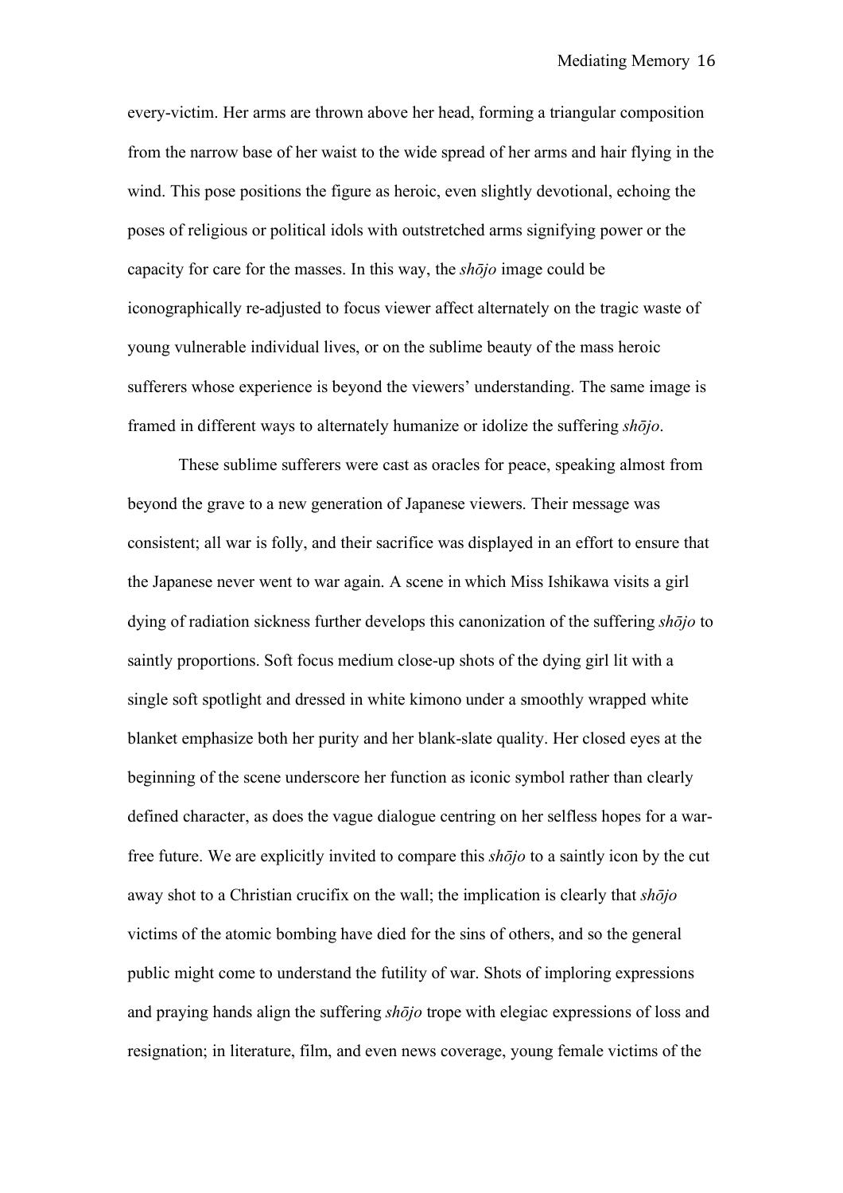every-victim. Her arms are thrown above her head, forming a triangular composition from the narrow base of her waist to the wide spread of her arms and hair flying in the wind. This pose positions the figure as heroic, even slightly devotional, echoing the poses of religious or political idols with outstretched arms signifying power or the capacity for care for the masses. In this way, the *shōjo* image could be iconographically re-adjusted to focus viewer affect alternately on the tragic waste of young vulnerable individual lives, or on the sublime beauty of the mass heroic sufferers whose experience is beyond the viewers' understanding. The same image is framed in different ways to alternately humanize or idolize the suffering *shōjo*.

These sublime sufferers were cast as oracles for peace, speaking almost from beyond the grave to a new generation of Japanese viewers. Their message was consistent; all war is folly, and their sacrifice was displayed in an effort to ensure that the Japanese never went to war again. A scene in which Miss Ishikawa visits a girl dying of radiation sickness further develops this canonization of the suffering *shōjo* to saintly proportions. Soft focus medium close-up shots of the dying girl lit with a single soft spotlight and dressed in white kimono under a smoothly wrapped white blanket emphasize both her purity and her blank-slate quality. Her closed eyes at the beginning of the scene underscore her function as iconic symbol rather than clearly defined character, as does the vague dialogue centring on her selfless hopes for a war-free future. We are explicitly invited to compare this *shōjo* to a saintly icon by the cut away shot to a Christian crucifix on the wall; the implication is clearly that *shōjo* victims of the atomic bombing have died for the sins of others, and so the general public might come to understand the futility of war. Shots of imploring expressions and praying hands align the suffering *shōjo* trope with elegiac expressions of loss and resignation; in literature, film, and even news coverage, young female victims of the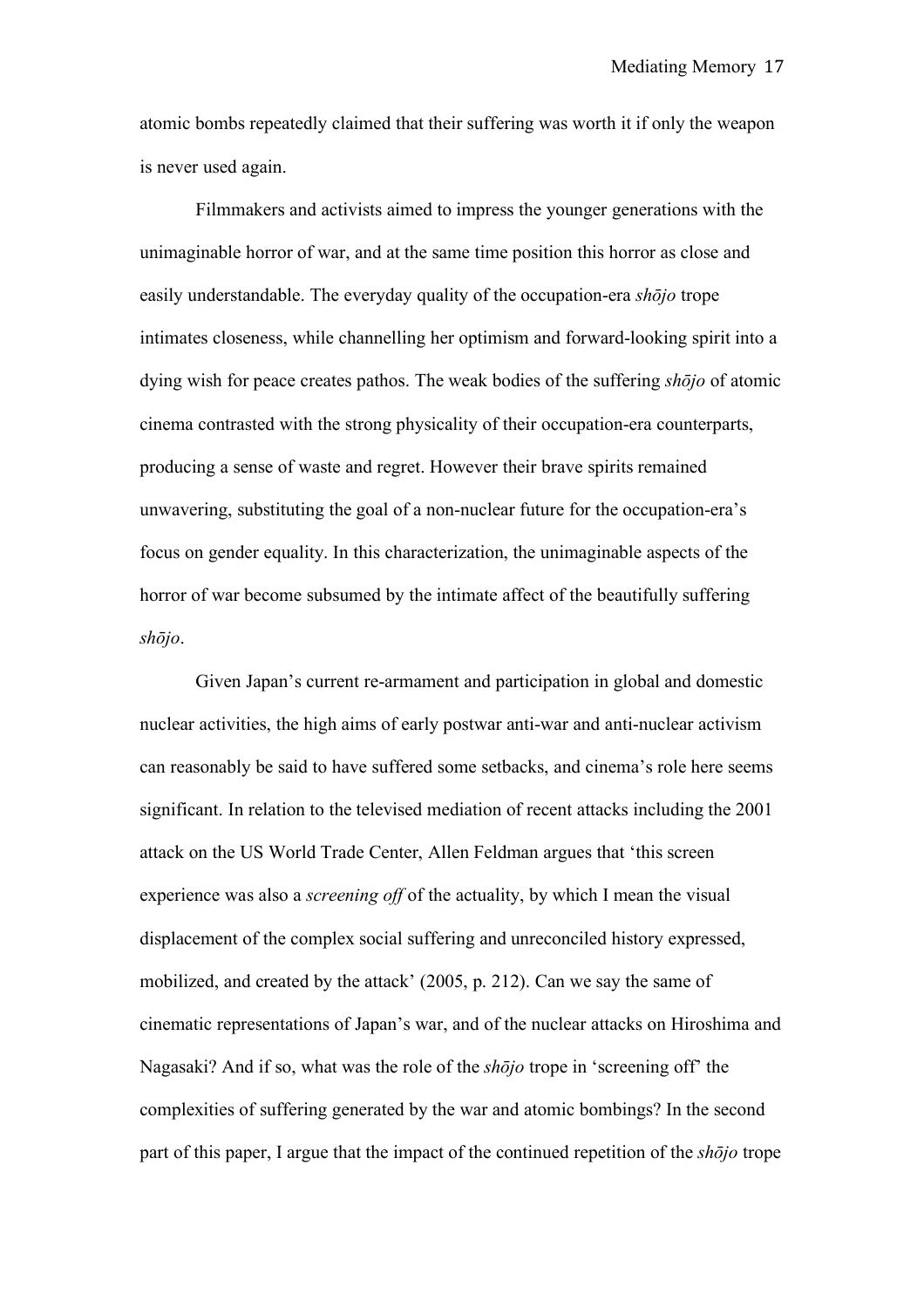atomic bombs repeatedly claimed that their suffering was worth it if only the weapon is never used again.

Filmmakers and activists aimed to impress the younger generations with the unimaginable horror of war, and at the same time position this horror as close and easily understandable. The everyday quality of the occupation-era *shōjo* trope intimates closeness, while channelling her optimism and forward-looking spirit into a dying wish for peace creates pathos. The weak bodies of the suffering *shōjo* of atomic cinema contrasted with the strong physicality of their occupation-era counterparts, producing a sense of waste and regret. However their brave spirits remained unwavering, substituting the goal of a non-nuclear future for the occupation-era's focus on gender equality. In this characterization, the unimaginable aspects of the horror of war become subsumed by the intimate affect of the beautifully suffering *shōjo*.

Given Japan's current re-armament and participation in global and domestic nuclear activities, the high aims of early postwar anti-war and anti-nuclear activism can reasonably be said to have suffered some setbacks, and cinema's role here seems significant. In relation to the televised mediation of recent attacks including the 2001 attack on the US World Trade Center, Allen Feldman argues that 'this screen experience was also a *screening off* of the actuality, by which I mean the visual displacement of the complex social suffering and unreconciled history expressed, mobilized, and created by the attack' (2005, p. 212). Can we say the same of cinematic representations of Japan's war, and of the nuclear attacks on Hiroshima and Nagasaki? And if so, what was the role of the *shōjo* trope in 'screening off' the complexities of suffering generated by the war and atomic bombings? In the second part of this paper, I argue that the impact of the continued repetition of the *shōjo* trope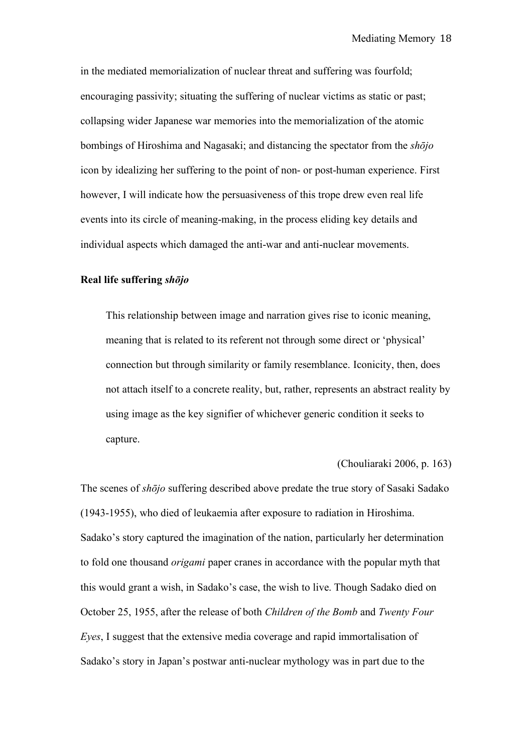in the mediated memorialization of nuclear threat and suffering was fourfold; encouraging passivity; situating the suffering of nuclear victims as static or past; collapsing wider Japanese war memories into the memorialization of the atomic bombings of Hiroshima and Nagasaki; and distancing the spectator from the *shōjo* icon by idealizing her suffering to the point of non- or post-human experience. First however, I will indicate how the persuasiveness of this trope drew even real life events into its circle of meaning-making, in the process eliding key details and individual aspects which damaged the anti-war and anti-nuclear movements.

**Real life suffering *shōjo***

> This relationship between image and narration gives rise to iconic meaning, meaning that is related to its referent not through some direct or 'physical' connection but through similarity or family resemblance. Iconicity, then, does not attach itself to a concrete reality, but, rather, represents an abstract reality by using image as the key signifier of whichever generic condition it seeks to capture.
>
> (Chouliaraki 2006, p. 163)

The scenes of *shōjo* suffering described above predate the true story of Sasaki Sadako (1943-1955), who died of leukaemia after exposure to radiation in Hiroshima. Sadako's story captured the imagination of the nation, particularly her determination to fold one thousand *origami* paper cranes in accordance with the popular myth that this would grant a wish, in Sadako's case, the wish to live. Though Sadako died on October 25, 1955, after the release of both *Children of the Bomb* and *Twenty Four Eyes*, I suggest that the extensive media coverage and rapid immortalisation of Sadako's story in Japan's postwar anti-nuclear mythology was in part due to the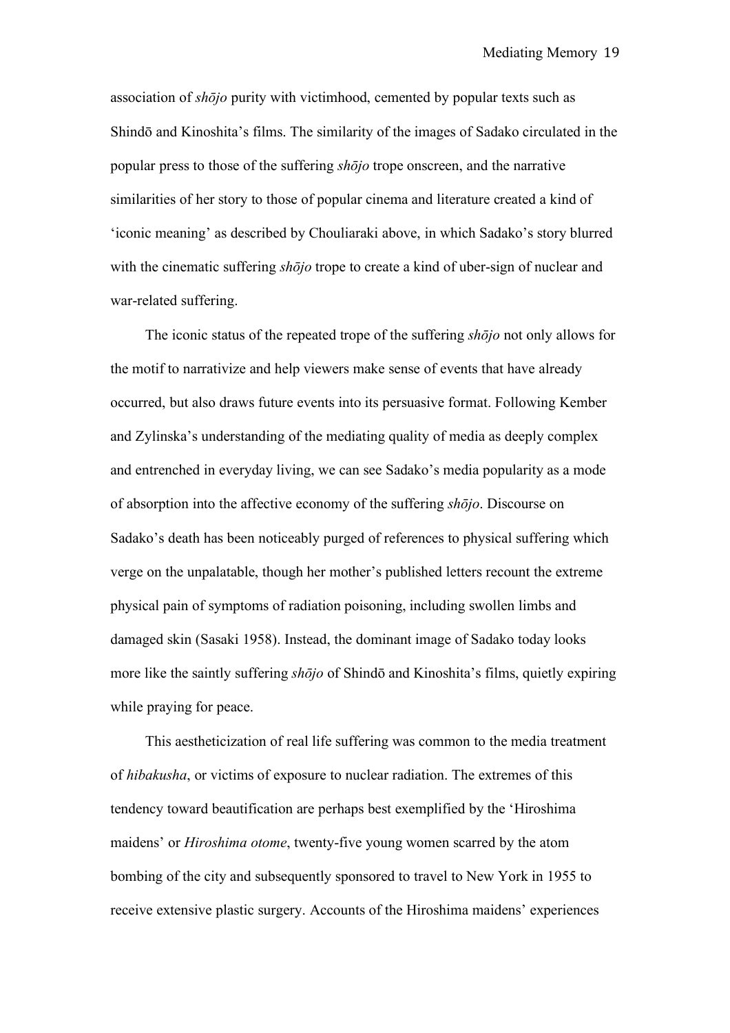association of *shōjo* purity with victimhood, cemented by popular texts such as Shindō and Kinoshita's films. The similarity of the images of Sadako circulated in the popular press to those of the suffering *shōjo* trope onscreen, and the narrative similarities of her story to those of popular cinema and literature created a kind of 'iconic meaning' as described by Chouliaraki above, in which Sadako's story blurred with the cinematic suffering *shōjo* trope to create a kind of uber-sign of nuclear and war-related suffering.

The iconic status of the repeated trope of the suffering *shōjo* not only allows for the motif to narrativize and help viewers make sense of events that have already occurred, but also draws future events into its persuasive format. Following Kember and Zylinska's understanding of the mediating quality of media as deeply complex and entrenched in everyday living, we can see Sadako's media popularity as a mode of absorption into the affective economy of the suffering *shōjo*. Discourse on Sadako's death has been noticeably purged of references to physical suffering which verge on the unpalatable, though her mother's published letters recount the extreme physical pain of symptoms of radiation poisoning, including swollen limbs and damaged skin (Sasaki 1958). Instead, the dominant image of Sadako today looks more like the saintly suffering *shōjo* of Shindō and Kinoshita's films, quietly expiring while praying for peace.

This aestheticization of real life suffering was common to the media treatment of *hibakusha*, or victims of exposure to nuclear radiation. The extremes of this tendency toward beautification are perhaps best exemplified by the 'Hiroshima maidens' or *Hiroshima otome*, twenty-five young women scarred by the atom bombing of the city and subsequently sponsored to travel to New York in 1955 to receive extensive plastic surgery. Accounts of the Hiroshima maidens' experiences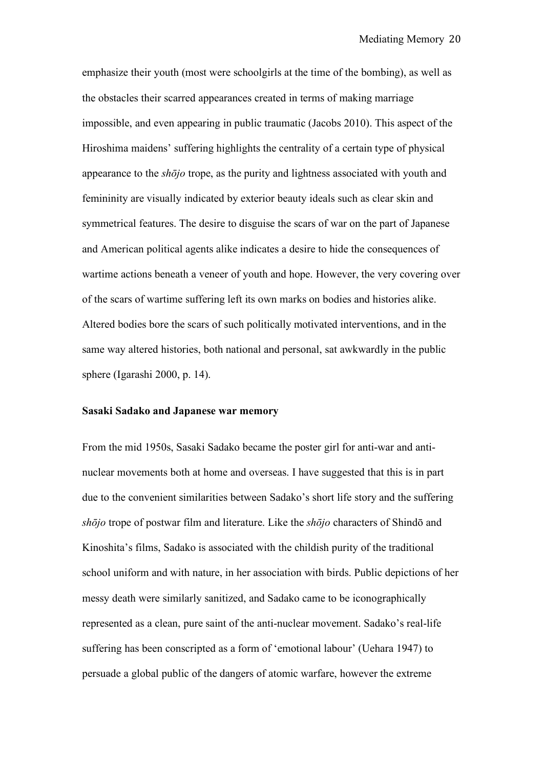emphasize their youth (most were schoolgirls at the time of the bombing), as well as the obstacles their scarred appearances created in terms of making marriage impossible, and even appearing in public traumatic (Jacobs 2010). This aspect of the Hiroshima maidens' suffering highlights the centrality of a certain type of physical appearance to the *shōjo* trope, as the purity and lightness associated with youth and femininity are visually indicated by exterior beauty ideals such as clear skin and symmetrical features. The desire to disguise the scars of war on the part of Japanese and American political agents alike indicates a desire to hide the consequences of wartime actions beneath a veneer of youth and hope. However, the very covering over of the scars of wartime suffering left its own marks on bodies and histories alike. Altered bodies bore the scars of such politically motivated interventions, and in the same way altered histories, both national and personal, sat awkwardly in the public sphere (Igarashi 2000, p. 14).

**Sasaki Sadako and Japanese war memory**

From the mid 1950s, Sasaki Sadako became the poster girl for anti-war and anti-nuclear movements both at home and overseas. I have suggested that this is in part due to the convenient similarities between Sadako's short life story and the suffering *shōjo* trope of postwar film and literature. Like the *shōjo* characters of Shindō and Kinoshita's films, Sadako is associated with the childish purity of the traditional school uniform and with nature, in her association with birds. Public depictions of her messy death were similarly sanitized, and Sadako came to be iconographically represented as a clean, pure saint of the anti-nuclear movement. Sadako's real-life suffering has been conscripted as a form of 'emotional labour' (Uehara 1947) to persuade a global public of the dangers of atomic warfare, however the extreme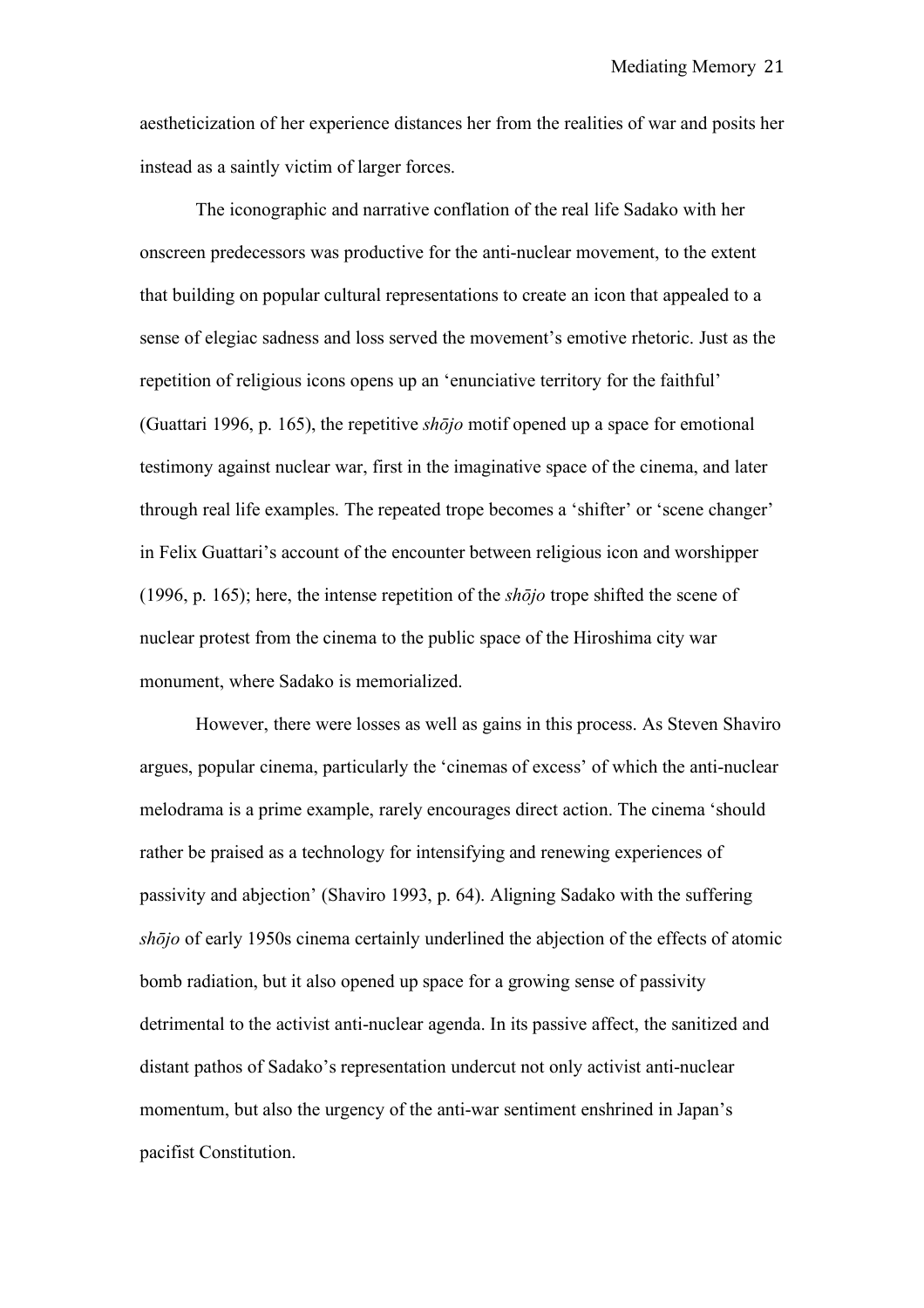aestheticization of her experience distances her from the realities of war and posits her instead as a saintly victim of larger forces.

The iconographic and narrative conflation of the real life Sadako with her onscreen predecessors was productive for the anti-nuclear movement, to the extent that building on popular cultural representations to create an icon that appealed to a sense of elegiac sadness and loss served the movement's emotive rhetoric. Just as the repetition of religious icons opens up an 'enunciative territory for the faithful' (Guattari 1996, p. 165), the repetitive *shōjo* motif opened up a space for emotional testimony against nuclear war, first in the imaginative space of the cinema, and later through real life examples. The repeated trope becomes a 'shifter' or 'scene changer' in Felix Guattari's account of the encounter between religious icon and worshipper (1996, p. 165); here, the intense repetition of the *shōjo* trope shifted the scene of nuclear protest from the cinema to the public space of the Hiroshima city war monument, where Sadako is memorialized.

However, there were losses as well as gains in this process. As Steven Shaviro argues, popular cinema, particularly the 'cinemas of excess' of which the anti-nuclear melodrama is a prime example, rarely encourages direct action. The cinema 'should rather be praised as a technology for intensifying and renewing experiences of passivity and abjection' (Shaviro 1993, p. 64). Aligning Sadako with the suffering *shōjo* of early 1950s cinema certainly underlined the abjection of the effects of atomic bomb radiation, but it also opened up space for a growing sense of passivity detrimental to the activist anti-nuclear agenda. In its passive affect, the sanitized and distant pathos of Sadako's representation undercut not only activist anti-nuclear momentum, but also the urgency of the anti-war sentiment enshrined in Japan's pacifist Constitution.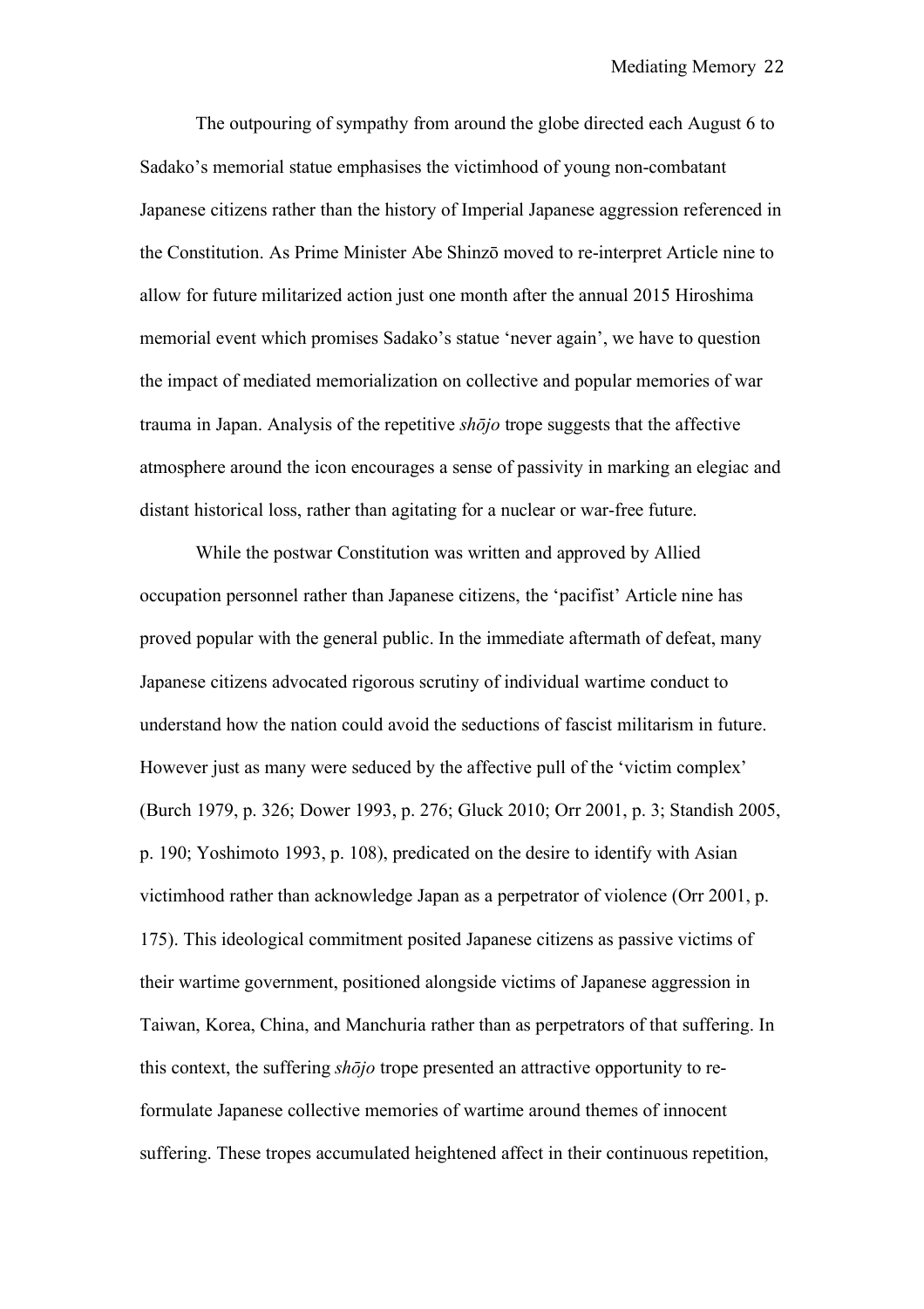The outpouring of sympathy from around the globe directed each August 6 to Sadako's memorial statue emphasises the victimhood of young non-combatant Japanese citizens rather than the history of Imperial Japanese aggression referenced in the Constitution. As Prime Minister Abe Shinzō moved to re-interpret Article nine to allow for future militarized action just one month after the annual 2015 Hiroshima memorial event which promises Sadako's statue 'never again', we have to question the impact of mediated memorialization on collective and popular memories of war trauma in Japan. Analysis of the repetitive *shōjo* trope suggests that the affective atmosphere around the icon encourages a sense of passivity in marking an elegiac and distant historical loss, rather than agitating for a nuclear or war-free future.

While the postwar Constitution was written and approved by Allied occupation personnel rather than Japanese citizens, the 'pacifist' Article nine has proved popular with the general public. In the immediate aftermath of defeat, many Japanese citizens advocated rigorous scrutiny of individual wartime conduct to understand how the nation could avoid the seductions of fascist militarism in future. However just as many were seduced by the affective pull of the 'victim complex' (Burch 1979, p. 326; Dower 1993, p. 276; Gluck 2010; Orr 2001, p. 3; Standish 2005, p. 190; Yoshimoto 1993, p. 108), predicated on the desire to identify with Asian victimhood rather than acknowledge Japan as a perpetrator of violence (Orr 2001, p. 175). This ideological commitment posited Japanese citizens as passive victims of their wartime government, positioned alongside victims of Japanese aggression in Taiwan, Korea, China, and Manchuria rather than as perpetrators of that suffering. In this context, the suffering *shōjo* trope presented an attractive opportunity to re-formulate Japanese collective memories of wartime around themes of innocent suffering. These tropes accumulated heightened affect in their continuous repetition,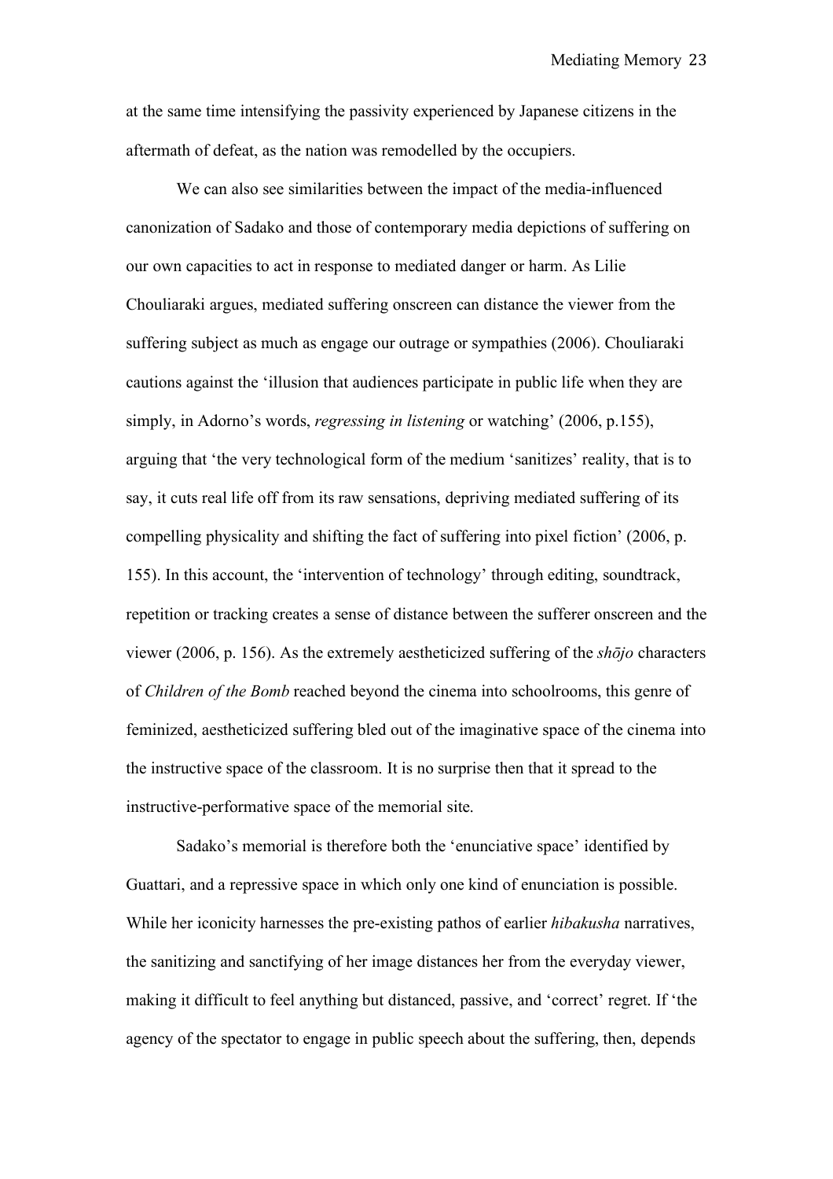at the same time intensifying the passivity experienced by Japanese citizens in the aftermath of defeat, as the nation was remodelled by the occupiers.

We can also see similarities between the impact of the media-influenced canonization of Sadako and those of contemporary media depictions of suffering on our own capacities to act in response to mediated danger or harm. As Lilie Chouliaraki argues, mediated suffering onscreen can distance the viewer from the suffering subject as much as engage our outrage or sympathies (2006). Chouliaraki cautions against the 'illusion that audiences participate in public life when they are simply, in Adorno's words, *regressing in listening* or watching' (2006, p.155), arguing that 'the very technological form of the medium 'sanitizes' reality, that is to say, it cuts real life off from its raw sensations, depriving mediated suffering of its compelling physicality and shifting the fact of suffering into pixel fiction' (2006, p. 155). In this account, the 'intervention of technology' through editing, soundtrack, repetition or tracking creates a sense of distance between the sufferer onscreen and the viewer (2006, p. 156). As the extremely aestheticized suffering of the *shōjo* characters of *Children of the Bomb* reached beyond the cinema into schoolrooms, this genre of feminized, aestheticized suffering bled out of the imaginative space of the cinema into the instructive space of the classroom. It is no surprise then that it spread to the instructive-performative space of the memorial site.

Sadako's memorial is therefore both the 'enunciative space' identified by Guattari, and a repressive space in which only one kind of enunciation is possible. While her iconicity harnesses the pre-existing pathos of earlier *hibakusha* narratives, the sanitizing and sanctifying of her image distances her from the everyday viewer, making it difficult to feel anything but distanced, passive, and 'correct' regret. If 'the agency of the spectator to engage in public speech about the suffering, then, depends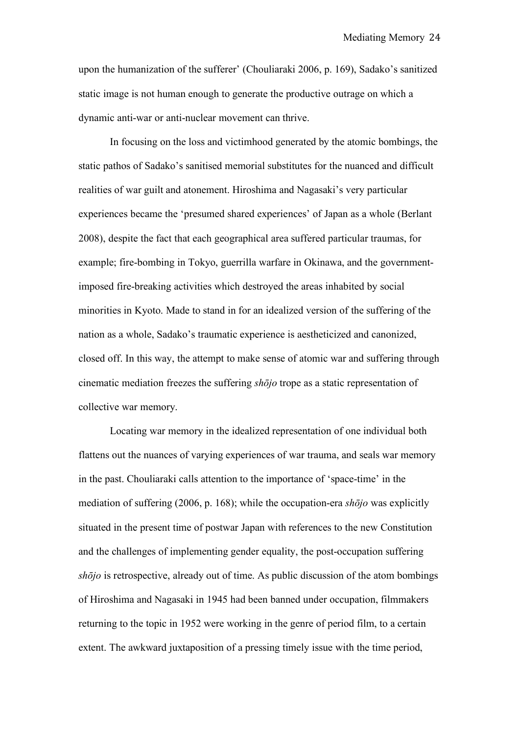upon the humanization of the sufferer' (Chouliaraki 2006, p. 169), Sadako's sanitized static image is not human enough to generate the productive outrage on which a dynamic anti-war or anti-nuclear movement can thrive.

In focusing on the loss and victimhood generated by the atomic bombings, the static pathos of Sadako's sanitised memorial substitutes for the nuanced and difficult realities of war guilt and atonement. Hiroshima and Nagasaki's very particular experiences became the 'presumed shared experiences' of Japan as a whole (Berlant 2008), despite the fact that each geographical area suffered particular traumas, for example; fire-bombing in Tokyo, guerrilla warfare in Okinawa, and the government-imposed fire-breaking activities which destroyed the areas inhabited by social minorities in Kyoto. Made to stand in for an idealized version of the suffering of the nation as a whole, Sadako's traumatic experience is aestheticized and canonized, closed off. In this way, the attempt to make sense of atomic war and suffering through cinematic mediation freezes the suffering *shōjo* trope as a static representation of collective war memory.

Locating war memory in the idealized representation of one individual both flattens out the nuances of varying experiences of war trauma, and seals war memory in the past. Chouliaraki calls attention to the importance of 'space-time' in the mediation of suffering (2006, p. 168); while the occupation-era *shōjo* was explicitly situated in the present time of postwar Japan with references to the new Constitution and the challenges of implementing gender equality, the post-occupation suffering *shōjo* is retrospective, already out of time. As public discussion of the atom bombings of Hiroshima and Nagasaki in 1945 had been banned under occupation, filmmakers returning to the topic in 1952 were working in the genre of period film, to a certain extent. The awkward juxtaposition of a pressing timely issue with the time period,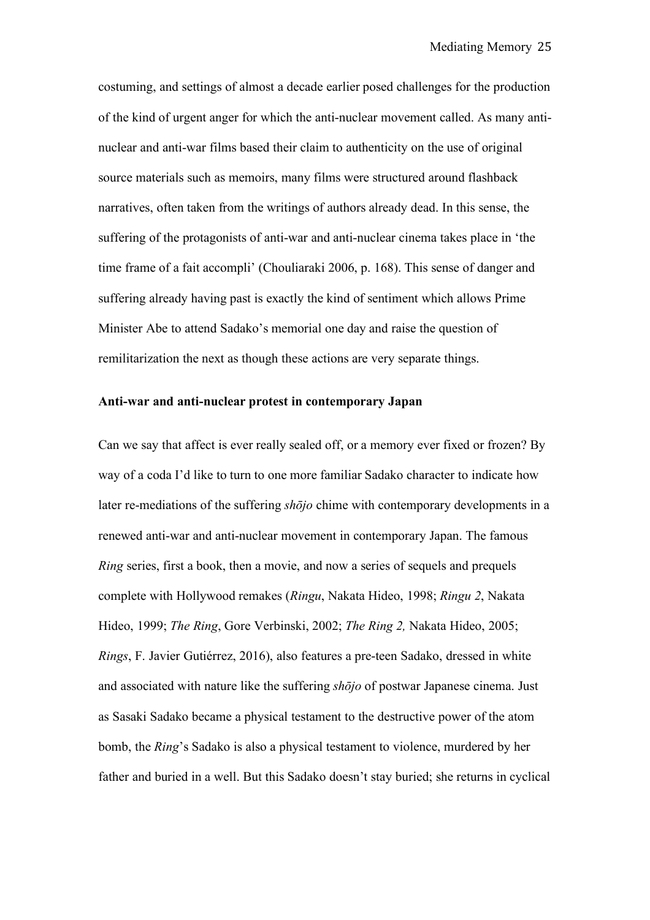costuming, and settings of almost a decade earlier posed challenges for the production of the kind of urgent anger for which the anti-nuclear movement called. As many anti-nuclear and anti-war films based their claim to authenticity on the use of original source materials such as memoirs, many films were structured around flashback narratives, often taken from the writings of authors already dead. In this sense, the suffering of the protagonists of anti-war and anti-nuclear cinema takes place in 'the time frame of a fait accompli' (Chouliaraki 2006, p. 168). This sense of danger and suffering already having past is exactly the kind of sentiment which allows Prime Minister Abe to attend Sadako's memorial one day and raise the question of remilitarization the next as though these actions are very separate things.

**Anti-war and anti-nuclear protest in contemporary Japan**

Can we say that affect is ever really sealed off, or a memory ever fixed or frozen? By way of a coda I'd like to turn to one more familiar Sadako character to indicate how later re-mediations of the suffering *shōjo* chime with contemporary developments in a renewed anti-war and anti-nuclear movement in contemporary Japan. The famous *Ring* series, first a book, then a movie, and now a series of sequels and prequels complete with Hollywood remakes (*Ringu*, Nakata Hideo, 1998; *Ringu 2*, Nakata Hideo, 1999; *The Ring*, Gore Verbinski, 2002; *The Ring 2,* Nakata Hideo, 2005; *Rings*, F. Javier Gutiérrez, 2016), also features a pre-teen Sadako, dressed in white and associated with nature like the suffering *shōjo* of postwar Japanese cinema. Just as Sasaki Sadako became a physical testament to the destructive power of the atom bomb, the *Ring*'s Sadako is also a physical testament to violence, murdered by her father and buried in a well. But this Sadako doesn't stay buried; she returns in cyclical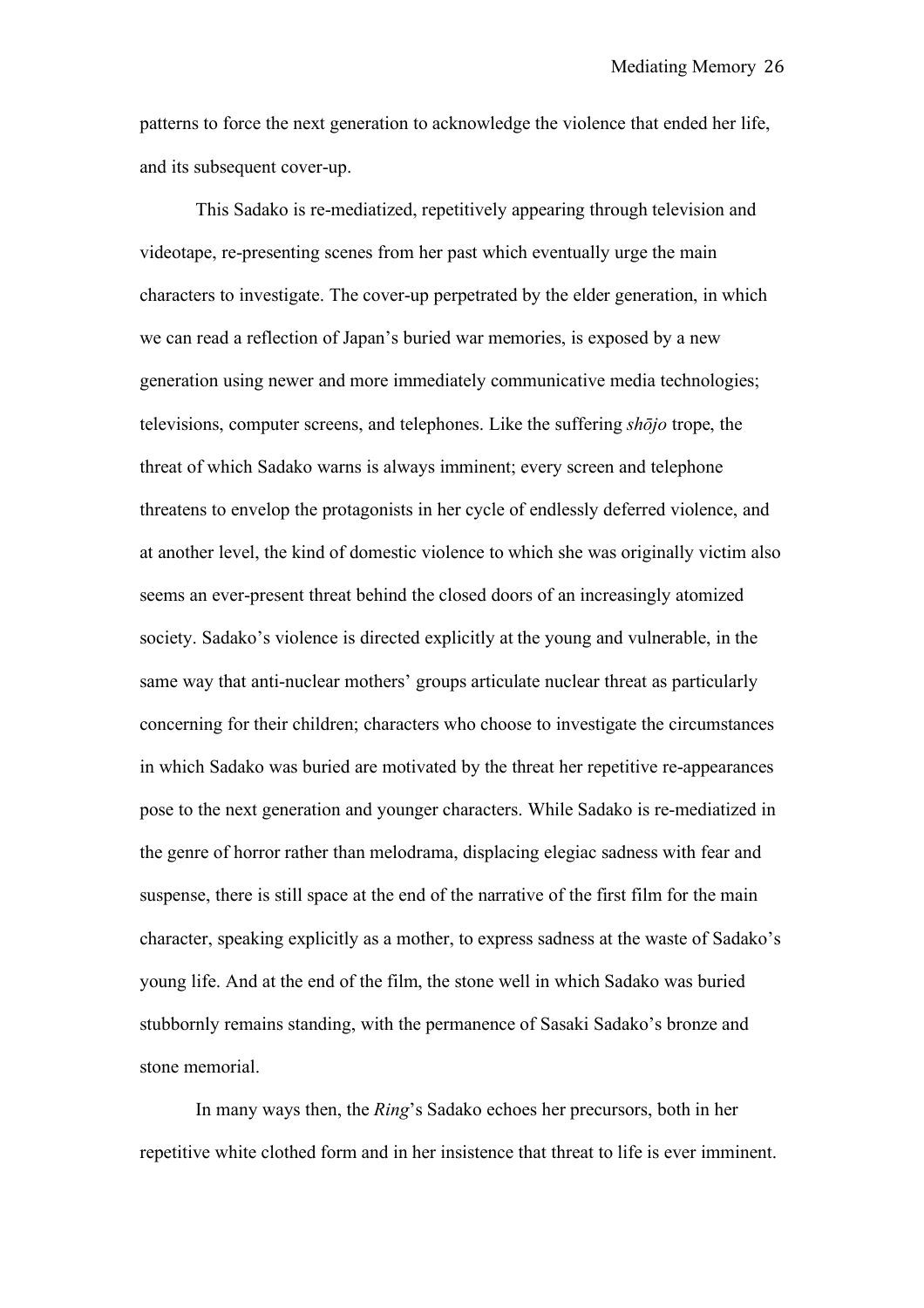patterns to force the next generation to acknowledge the violence that ended her life, and its subsequent cover-up.

This Sadako is re-mediatized, repetitively appearing through television and videotape, re-presenting scenes from her past which eventually urge the main characters to investigate. The cover-up perpetrated by the elder generation, in which we can read a reflection of Japan's buried war memories, is exposed by a new generation using newer and more immediately communicative media technologies; televisions, computer screens, and telephones. Like the suffering *shōjo* trope, the threat of which Sadako warns is always imminent; every screen and telephone threatens to envelop the protagonists in her cycle of endlessly deferred violence, and at another level, the kind of domestic violence to which she was originally victim also seems an ever-present threat behind the closed doors of an increasingly atomized society. Sadako's violence is directed explicitly at the young and vulnerable, in the same way that anti-nuclear mothers' groups articulate nuclear threat as particularly concerning for their children; characters who choose to investigate the circumstances in which Sadako was buried are motivated by the threat her repetitive re-appearances pose to the next generation and younger characters. While Sadako is re-mediatized in the genre of horror rather than melodrama, displacing elegiac sadness with fear and suspense, there is still space at the end of the narrative of the first film for the main character, speaking explicitly as a mother, to express sadness at the waste of Sadako's young life. And at the end of the film, the stone well in which Sadako was buried stubbornly remains standing, with the permanence of Sasaki Sadako's bronze and stone memorial.

In many ways then, the *Ring*'s Sadako echoes her precursors, both in her repetitive white clothed form and in her insistence that threat to life is ever imminent.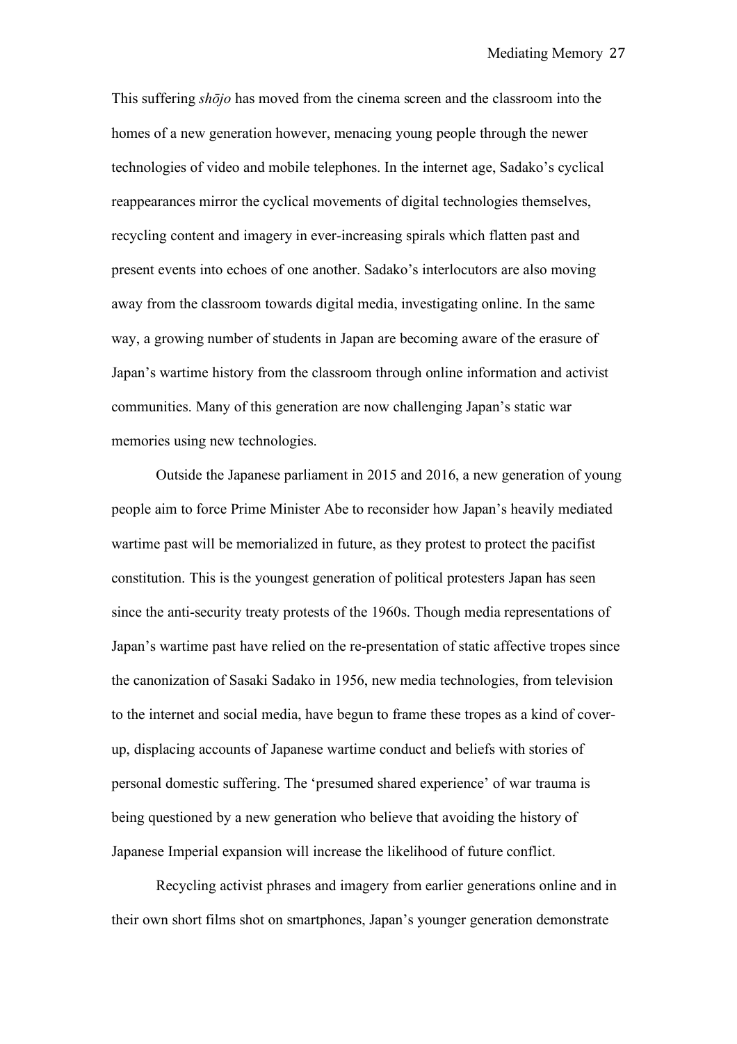This suffering *shōjo* has moved from the cinema screen and the classroom into the homes of a new generation however, menacing young people through the newer technologies of video and mobile telephones. In the internet age, Sadako's cyclical reappearances mirror the cyclical movements of digital technologies themselves, recycling content and imagery in ever-increasing spirals which flatten past and present events into echoes of one another. Sadako's interlocutors are also moving away from the classroom towards digital media, investigating online. In the same way, a growing number of students in Japan are becoming aware of the erasure of Japan's wartime history from the classroom through online information and activist communities. Many of this generation are now challenging Japan's static war memories using new technologies.

Outside the Japanese parliament in 2015 and 2016, a new generation of young people aim to force Prime Minister Abe to reconsider how Japan's heavily mediated wartime past will be memorialized in future, as they protest to protect the pacifist constitution. This is the youngest generation of political protesters Japan has seen since the anti-security treaty protests of the 1960s. Though media representations of Japan's wartime past have relied on the re-presentation of static affective tropes since the canonization of Sasaki Sadako in 1956, new media technologies, from television to the internet and social media, have begun to frame these tropes as a kind of cover-up, displacing accounts of Japanese wartime conduct and beliefs with stories of personal domestic suffering. The 'presumed shared experience' of war trauma is being questioned by a new generation who believe that avoiding the history of Japanese Imperial expansion will increase the likelihood of future conflict.

Recycling activist phrases and imagery from earlier generations online and in their own short films shot on smartphones, Japan's younger generation demonstrate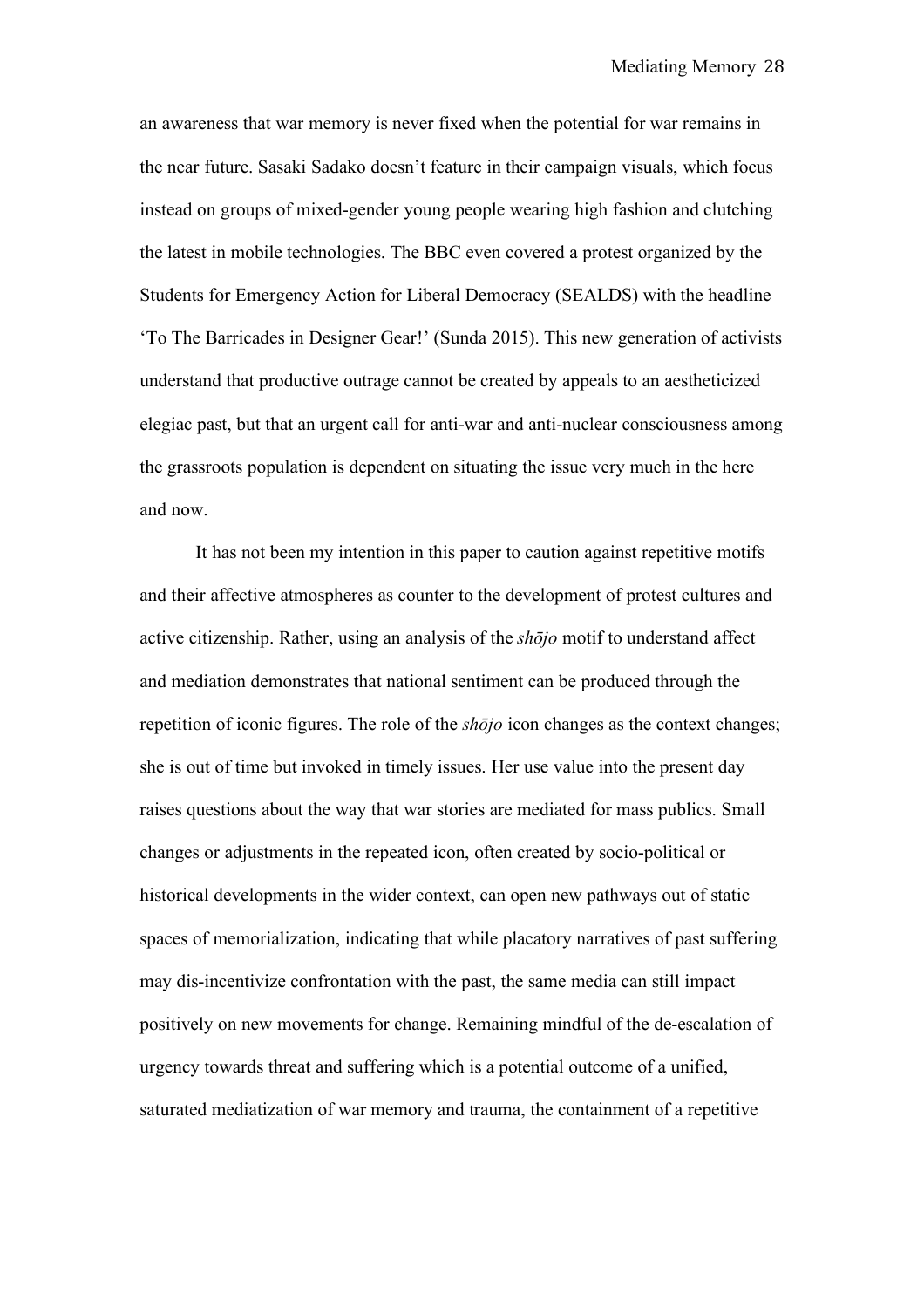an awareness that war memory is never fixed when the potential for war remains in the near future. Sasaki Sadako doesn't feature in their campaign visuals, which focus instead on groups of mixed-gender young people wearing high fashion and clutching the latest in mobile technologies. The BBC even covered a protest organized by the Students for Emergency Action for Liberal Democracy (SEALDS) with the headline 'To The Barricades in Designer Gear!' (Sunda 2015). This new generation of activists understand that productive outrage cannot be created by appeals to an aestheticized elegiac past, but that an urgent call for anti-war and anti-nuclear consciousness among the grassroots population is dependent on situating the issue very much in the here and now.

It has not been my intention in this paper to caution against repetitive motifs and their affective atmospheres as counter to the development of protest cultures and active citizenship. Rather, using an analysis of the *shōjo* motif to understand affect and mediation demonstrates that national sentiment can be produced through the repetition of iconic figures. The role of the *shōjo* icon changes as the context changes; she is out of time but invoked in timely issues. Her use value into the present day raises questions about the way that war stories are mediated for mass publics. Small changes or adjustments in the repeated icon, often created by socio-political or historical developments in the wider context, can open new pathways out of static spaces of memorialization, indicating that while placatory narratives of past suffering may dis-incentivize confrontation with the past, the same media can still impact positively on new movements for change. Remaining mindful of the de-escalation of urgency towards threat and suffering which is a potential outcome of a unified, saturated mediatization of war memory and trauma, the containment of a repetitive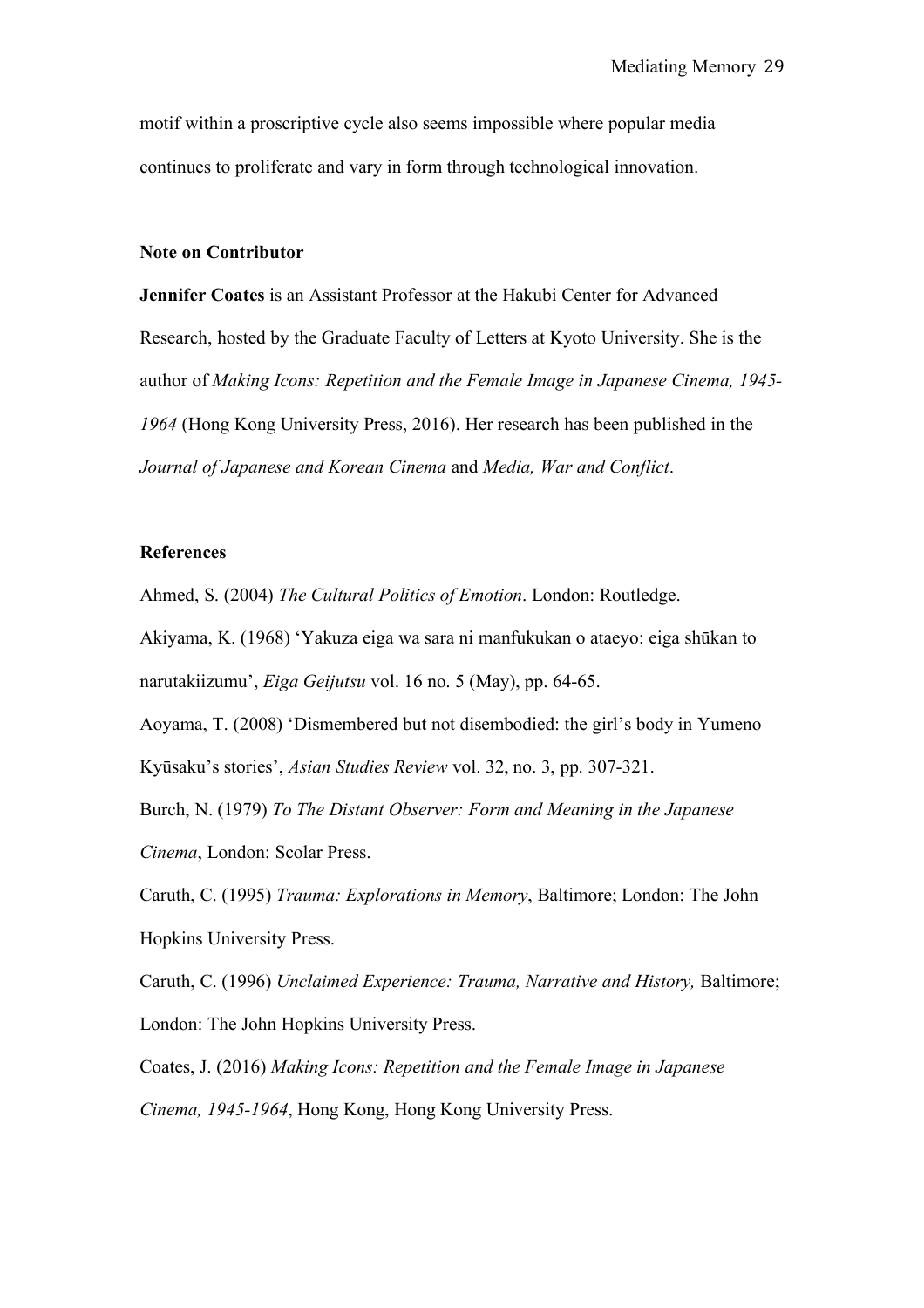motif within a proscriptive cycle also seems impossible where popular media continues to proliferate and vary in form through technological innovation.

**Note on Contributor**

**Jennifer Coates** is an Assistant Professor at the Hakubi Center for Advanced Research, hosted by the Graduate Faculty of Letters at Kyoto University. She is the author of *Making Icons: Repetition and the Female Image in Japanese Cinema, 1945-1964* (Hong Kong University Press, 2016). Her research has been published in the *Journal of Japanese and Korean Cinema* and *Media, War and Conflict*.

**References**

Ahmed, S. (2004) *The Cultural Politics of Emotion*. London: Routledge.

Akiyama, K. (1968) 'Yakuza eiga wa sara ni manfukukan o ataeyo: eiga shūkan to narutakiizumu', *Eiga Geijutsu* vol. 16 no. 5 (May), pp. 64-65.

Aoyama, T. (2008) 'Dismembered but not disembodied: the girl's body in Yumeno Kyūsaku's stories', *Asian Studies Review* vol. 32, no. 3, pp. 307-321.

Burch, N. (1979) *To The Distant Observer: Form and Meaning in the Japanese Cinema*, London: Scolar Press.

Caruth, C. (1995) *Trauma: Explorations in Memory*, Baltimore; London: The John Hopkins University Press.

Caruth, C. (1996) *Unclaimed Experience: Trauma, Narrative and History,* Baltimore; London: The John Hopkins University Press.

Coates, J. (2016) *Making Icons: Repetition and the Female Image in Japanese Cinema, 1945-1964*, Hong Kong, Hong Kong University Press.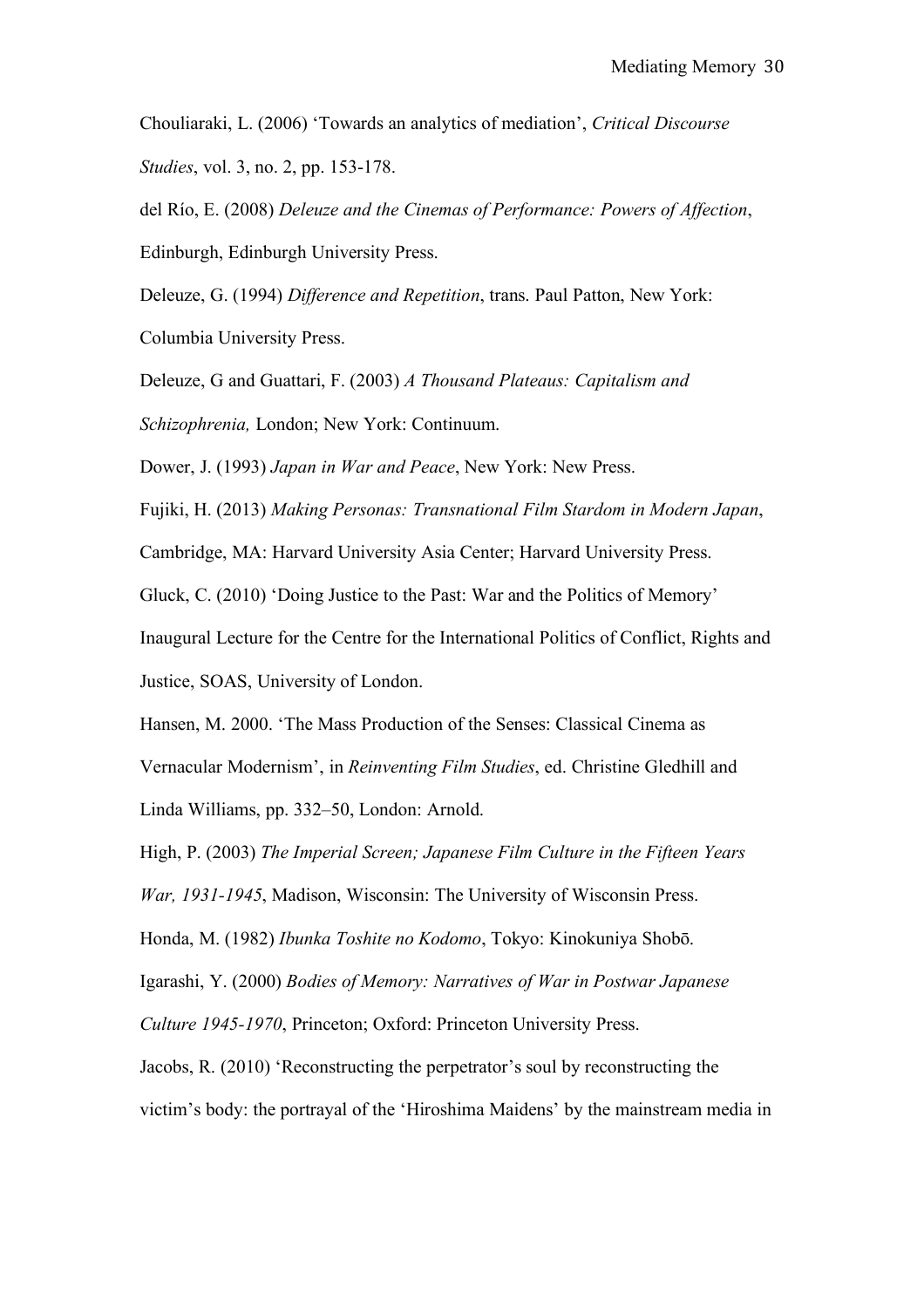Chouliaraki, L. (2006) 'Towards an analytics of mediation', *Critical Discourse Studies*, vol. 3, no. 2, pp. 153-178.

del Río, E. (2008) *Deleuze and the Cinemas of Performance: Powers of Affection*, Edinburgh, Edinburgh University Press.

Deleuze, G. (1994) *Difference and Repetition*, trans. Paul Patton, New York: Columbia University Press.

Deleuze, G and Guattari, F. (2003) *A Thousand Plateaus: Capitalism and Schizophrenia,* London; New York: Continuum.

Dower, J. (1993) *Japan in War and Peace*, New York: New Press.

Fujiki, H. (2013) *Making Personas: Transnational Film Stardom in Modern Japan*, Cambridge, MA: Harvard University Asia Center; Harvard University Press.

Gluck, C. (2010) 'Doing Justice to the Past: War and the Politics of Memory' Inaugural Lecture for the Centre for the International Politics of Conflict, Rights and Justice, SOAS, University of London.

Hansen, M. 2000. 'The Mass Production of the Senses: Classical Cinema as Vernacular Modernism', in *Reinventing Film Studies*, ed. Christine Gledhill and Linda Williams, pp. 332–50, London: Arnold.

High, P. (2003) *The Imperial Screen; Japanese Film Culture in the Fifteen Years War, 1931-1945*, Madison, Wisconsin: The University of Wisconsin Press.

Honda, M. (1982) *Ibunka Toshite no Kodomo*, Tokyo: Kinokuniya Shobō.

Igarashi, Y. (2000) *Bodies of Memory: Narratives of War in Postwar Japanese Culture 1945-1970*, Princeton; Oxford: Princeton University Press.

Jacobs, R. (2010) 'Reconstructing the perpetrator's soul by reconstructing the victim's body: the portrayal of the 'Hiroshima Maidens' by the mainstream media in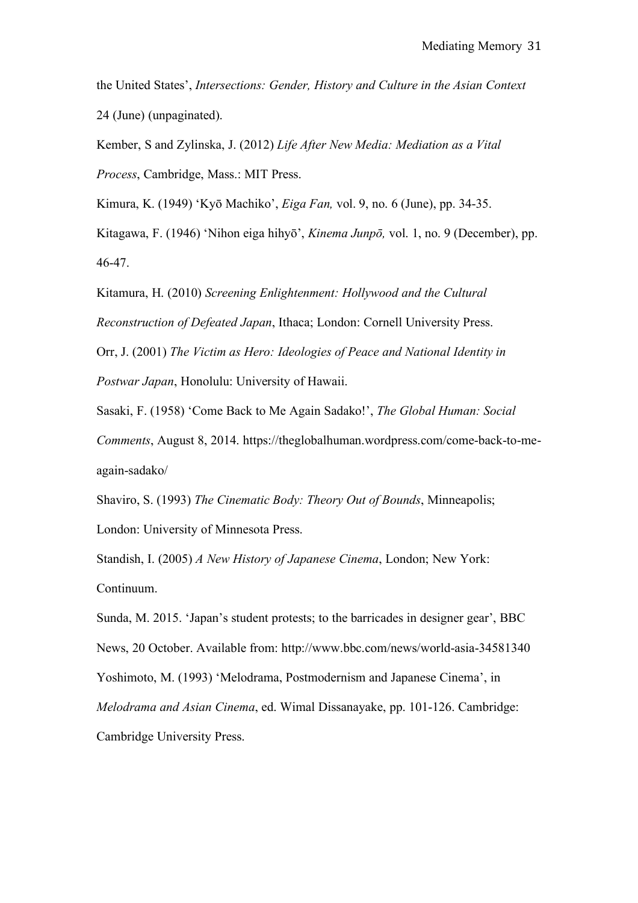the United States', *Intersections: Gender, History and Culture in the Asian Context* 24 (June) (unpaginated).

Kember, S and Zylinska, J. (2012) *Life After New Media: Mediation as a Vital Process*, Cambridge, Mass.: MIT Press.

Kimura, K. (1949) 'Kyō Machiko', *Eiga Fan,* vol. 9, no. 6 (June), pp. 34-35.

Kitagawa, F. (1946) 'Nihon eiga hihyō', *Kinema Junpō,* vol. 1, no. 9 (December), pp. 46-47.

Kitamura, H. (2010) *Screening Enlightenment: Hollywood and the Cultural Reconstruction of Defeated Japan*, Ithaca; London: Cornell University Press.

Orr, J. (2001) *The Victim as Hero: Ideologies of Peace and National Identity in Postwar Japan*, Honolulu: University of Hawaii.

Sasaki, F. (1958) 'Come Back to Me Again Sadako!', *The Global Human: Social Comments*, August 8, 2014. https://theglobalhuman.wordpress.com/come-back-to-me-again-sadako/

Shaviro, S. (1993) *The Cinematic Body: Theory Out of Bounds*, Minneapolis; London: University of Minnesota Press.

Standish, I. (2005) *A New History of Japanese Cinema*, London; New York: Continuum.

Sunda, M. 2015. 'Japan's student protests; to the barricades in designer gear', BBC News, 20 October. Available from: http://www.bbc.com/news/world-asia-34581340

Yoshimoto, M. (1993) 'Melodrama, Postmodernism and Japanese Cinema', in *Melodrama and Asian Cinema*, ed. Wimal Dissanayake, pp. 101-126. Cambridge: Cambridge University Press.